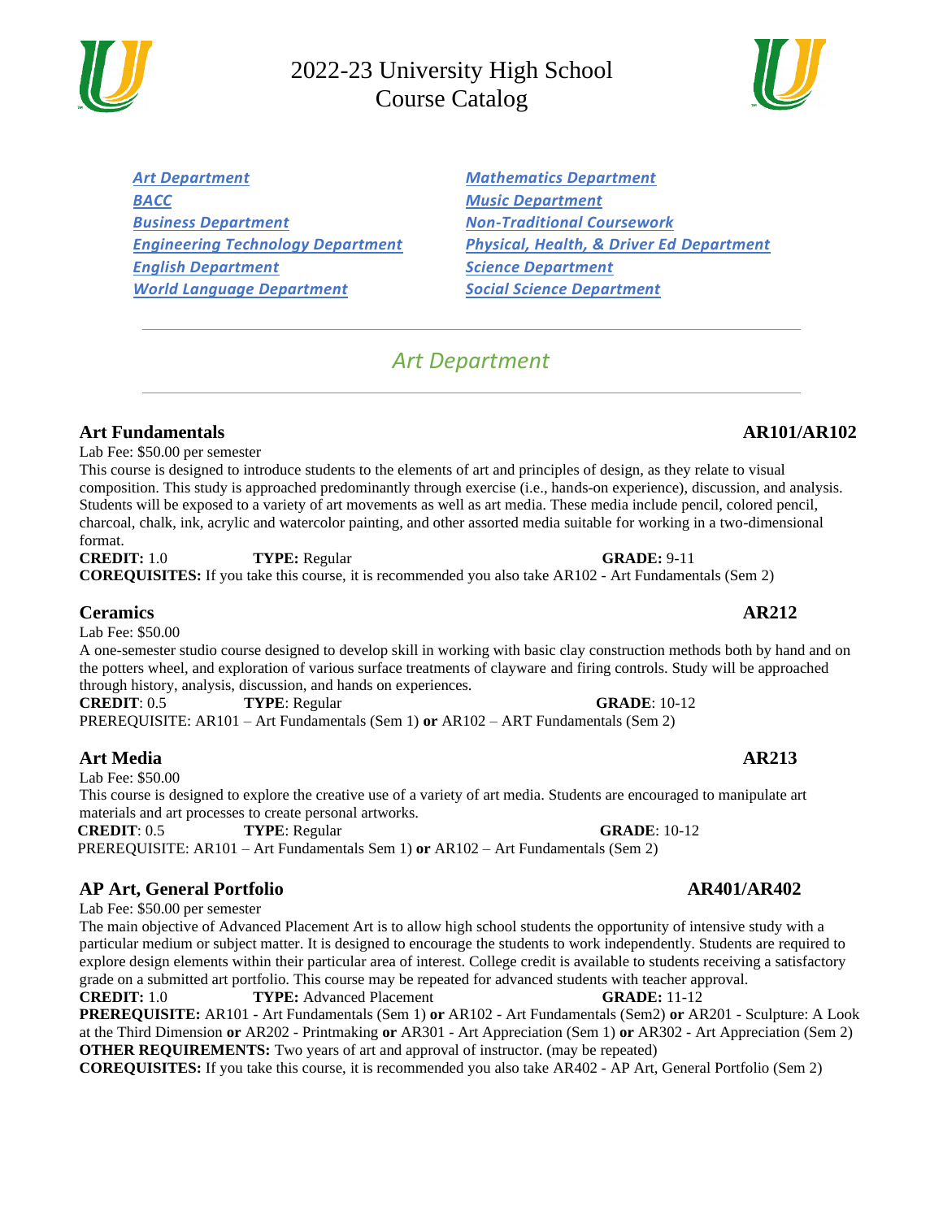# 2022-23 University High School Course Catalog

| | |
|---|---|
| *Art Department* | *Mathematics Department* |
| *BACC* | *Music Department* |
| *Business Department* | *Non-Traditional Coursework* |
| *Engineering Technology Department* | *Physical, Health, & Driver Ed Department* |
| *English Department* | *Science Department* |
| *World Language Department* | *Social Science Department* |

---

## *Art Department*

---

### Art Fundamentals AR101/AR102

Lab Fee: $50.00 per semester

This course is designed to introduce students to the elements of art and principles of design, as they relate to visual composition. This study is approached predominantly through exercise (i.e., hands-on experience), discussion, and analysis. Students will be exposed to a variety of art movements as well as art media. These media include pencil, colored pencil, charcoal, chalk, ink, acrylic and watercolor painting, and other assorted media suitable for working in a two-dimensional format.

**CREDIT:** 1.0 **TYPE:** Regular **GRADE:** 9-11

**COREQUISITES:** If you take this course, it is recommended you also take AR102 - Art Fundamentals (Sem 2)

### Ceramics AR212

Lab Fee: $50.00

A one-semester studio course designed to develop skill in working with basic clay construction methods both by hand and on the potters wheel, and exploration of various surface treatments of clayware and firing controls. Study will be approached through history, analysis, discussion, and hands on experiences.

**CREDIT**: 0.5 **TYPE**: Regular **GRADE**: 10-12

PREREQUISITE: AR101 – Art Fundamentals (Sem 1) **or** AR102 – ART Fundamentals (Sem 2)

### Art Media AR213

Lab Fee: $50.00

This course is designed to explore the creative use of a variety of art media. Students are encouraged to manipulate art materials and art processes to create personal artworks.

**CREDIT**: 0.5 **TYPE**: Regular **GRADE**: 10-12

PREREQUISITE: AR101 – Art Fundamentals Sem 1) **or** AR102 – Art Fundamentals (Sem 2)

### AP Art, General Portfolio AR401/AR402

Lab Fee: $50.00 per semester

The main objective of Advanced Placement Art is to allow high school students the opportunity of intensive study with a particular medium or subject matter. It is designed to encourage the students to work independently. Students are required to explore design elements within their particular area of interest. College credit is available to students receiving a satisfactory grade on a submitted art portfolio. This course may be repeated for advanced students with teacher approval.

**CREDIT:** 1.0 **TYPE:** Advanced Placement **GRADE:** 11-12

**PREREQUISITE:** AR101 - Art Fundamentals (Sem 1) **or** AR102 - Art Fundamentals (Sem2) **or** AR201 - Sculpture: A Look at the Third Dimension **or** AR202 - Printmaking **or** AR301 - Art Appreciation (Sem 1) **or** AR302 - Art Appreciation (Sem 2)

**OTHER REQUIREMENTS:** Two years of art and approval of instructor. (may be repeated)

**COREQUISITES:** If you take this course, it is recommended you also take AR402 - AP Art, General Portfolio (Sem 2)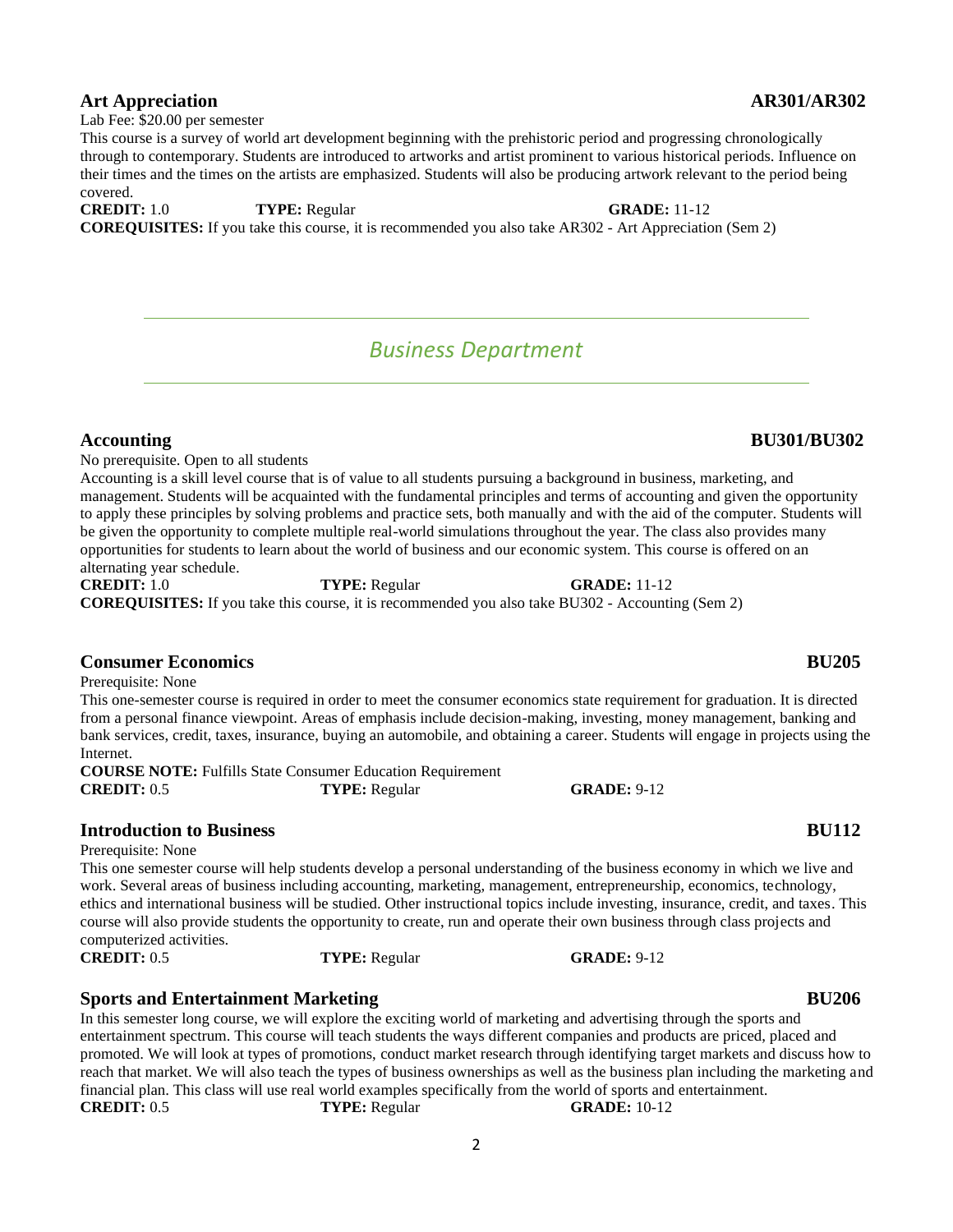### Art Appreciation — AR301/AR302

Lab Fee: $20.00 per semester

This course is a survey of world art development beginning with the prehistoric period and progressing chronologically through to contemporary. Students are introduced to artworks and artist prominent to various historical periods. Influence on their times and the times on the artists are emphasized. Students will also be producing artwork relevant to the period being covered.

**CREDIT:** 1.0 **TYPE:** Regular **GRADE:** 11-12

**COREQUISITES:** If you take this course, it is recommended you also take AR302 - Art Appreciation (Sem 2)

## *Business Department*

### Accounting — BU301/BU302

No prerequisite. Open to all students

Accounting is a skill level course that is of value to all students pursuing a background in business, marketing, and management. Students will be acquainted with the fundamental principles and terms of accounting and given the opportunity to apply these principles by solving problems and practice sets, both manually and with the aid of the computer. Students will be given the opportunity to complete multiple real-world simulations throughout the year. The class also provides many opportunities for students to learn about the world of business and our economic system. This course is offered on an alternating year schedule.

**CREDIT:** 1.0 **TYPE:** Regular **GRADE:** 11-12

**COREQUISITES:** If you take this course, it is recommended you also take BU302 - Accounting (Sem 2)

### Consumer Economics — BU205

Prerequisite: None

This one-semester course is required in order to meet the consumer economics state requirement for graduation. It is directed from a personal finance viewpoint. Areas of emphasis include decision-making, investing, money management, banking and bank services, credit, taxes, insurance, buying an automobile, and obtaining a career. Students will engage in projects using the Internet.

**COURSE NOTE:** Fulfills State Consumer Education Requirement

**CREDIT:** 0.5 **TYPE:** Regular **GRADE:** 9-12

### Introduction to Business — BU112

Prerequisite: None

This one semester course will help students develop a personal understanding of the business economy in which we live and work. Several areas of business including accounting, marketing, management, entrepreneurship, economics, technology, ethics and international business will be studied. Other instructional topics include investing, insurance, credit, and taxes. This course will also provide students the opportunity to create, run and operate their own business through class projects and computerized activities.

**CREDIT:** 0.5 **TYPE:** Regular **GRADE:** 9-12

### Sports and Entertainment Marketing — BU206

In this semester long course, we will explore the exciting world of marketing and advertising through the sports and entertainment spectrum. This course will teach students the ways different companies and products are priced, placed and promoted. We will look at types of promotions, conduct market research through identifying target markets and discuss how to reach that market. We will also teach the types of business ownerships as well as the business plan including the marketing and financial plan. This class will use real world examples specifically from the world of sports and entertainment.

**CREDIT:** 0.5 **TYPE:** Regular **GRADE:** 10-12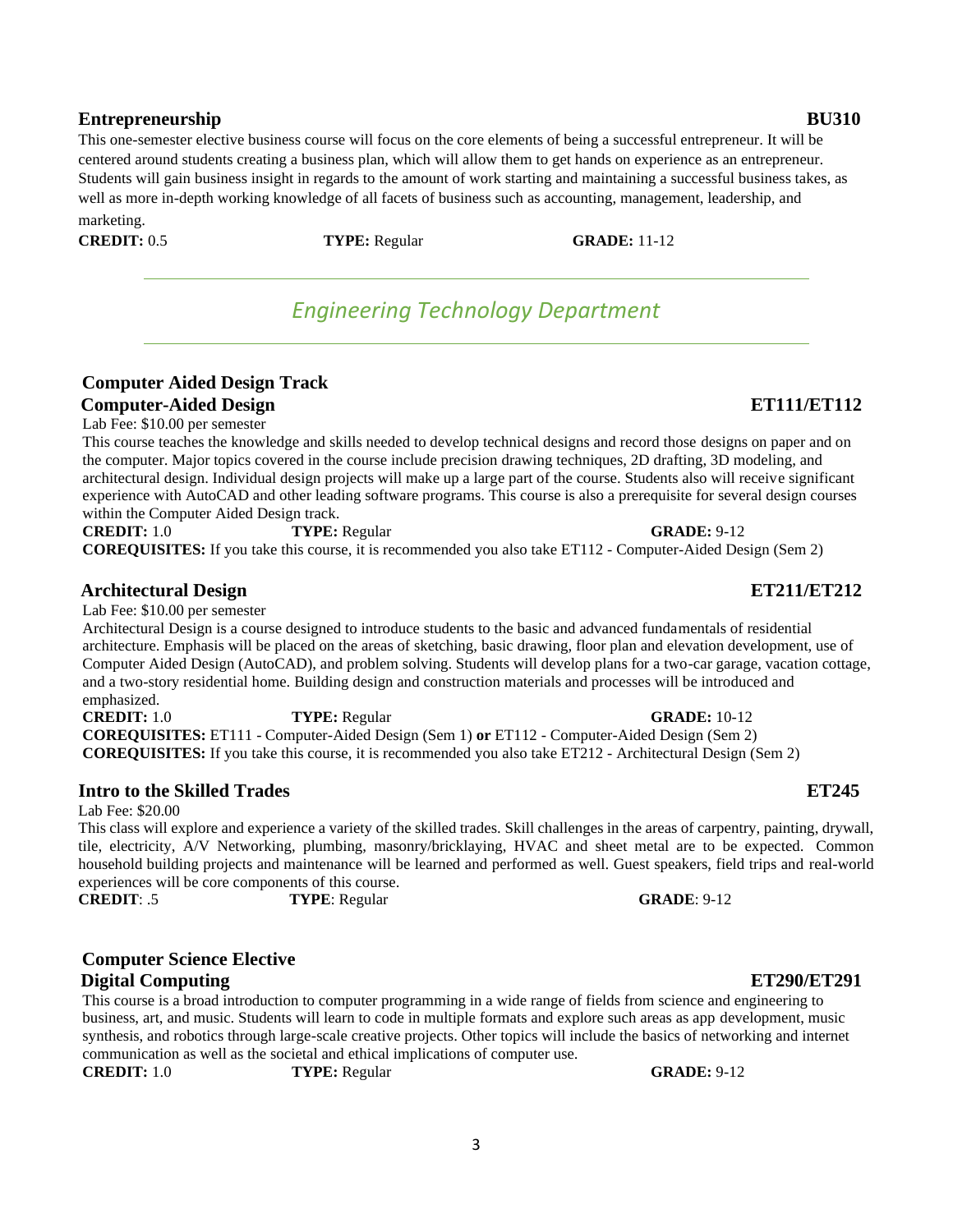### Entrepreneurship — BU310

This one-semester elective business course will focus on the core elements of being a successful entrepreneur. It will be centered around students creating a business plan, which will allow them to get hands on experience as an entrepreneur. Students will gain business insight in regards to the amount of work starting and maintaining a successful business takes, as well as more in-depth working knowledge of all facets of business such as accounting, management, leadership, and marketing.

**CREDIT:** 0.5 **TYPE:** Regular **GRADE:** 11-12

---

## *Engineering Technology Department*

---

### Computer Aided Design Track

### Computer-Aided Design — ET111/ET112

Lab Fee: $10.00 per semester

This course teaches the knowledge and skills needed to develop technical designs and record those designs on paper and on the computer. Major topics covered in the course include precision drawing techniques, 2D drafting, 3D modeling, and architectural design. Individual design projects will make up a large part of the course. Students also will receive significant experience with AutoCAD and other leading software programs. This course is also a prerequisite for several design courses within the Computer Aided Design track.

**CREDIT:** 1.0 **TYPE:** Regular **GRADE:** 9-12

**COREQUISITES:** If you take this course, it is recommended you also take ET112 - Computer-Aided Design (Sem 2)

### Architectural Design — ET211/ET212

Lab Fee: $10.00 per semester

Architectural Design is a course designed to introduce students to the basic and advanced fundamentals of residential architecture. Emphasis will be placed on the areas of sketching, basic drawing, floor plan and elevation development, use of Computer Aided Design (AutoCAD), and problem solving. Students will develop plans for a two-car garage, vacation cottage, and a two-story residential home. Building design and construction materials and processes will be introduced and emphasized.

**CREDIT:** 1.0 **TYPE:** Regular **GRADE:** 10-12

**COREQUISITES:** ET111 - Computer-Aided Design (Sem 1) **or** ET112 - Computer-Aided Design (Sem 2)

**COREQUISITES:** If you take this course, it is recommended you also take ET212 - Architectural Design (Sem 2)

### Intro to the Skilled Trades — ET245

Lab Fee: $20.00

This class will explore and experience a variety of the skilled trades. Skill challenges in the areas of carpentry, painting, drywall, tile, electricity, A/V Networking, plumbing, masonry/bricklaying, HVAC and sheet metal are to be expected. Common household building projects and maintenance will be learned and performed as well. Guest speakers, field trips and real-world experiences will be core components of this course.

**CREDIT**: .5 **TYPE**: Regular **GRADE**: 9-12

### Computer Science Elective

### Digital Computing — ET290/ET291

This course is a broad introduction to computer programming in a wide range of fields from science and engineering to business, art, and music. Students will learn to code in multiple formats and explore such areas as app development, music synthesis, and robotics through large-scale creative projects. Other topics will include the basics of networking and internet communication as well as the societal and ethical implications of computer use.

**CREDIT:** 1.0 **TYPE:** Regular **GRADE:** 9-12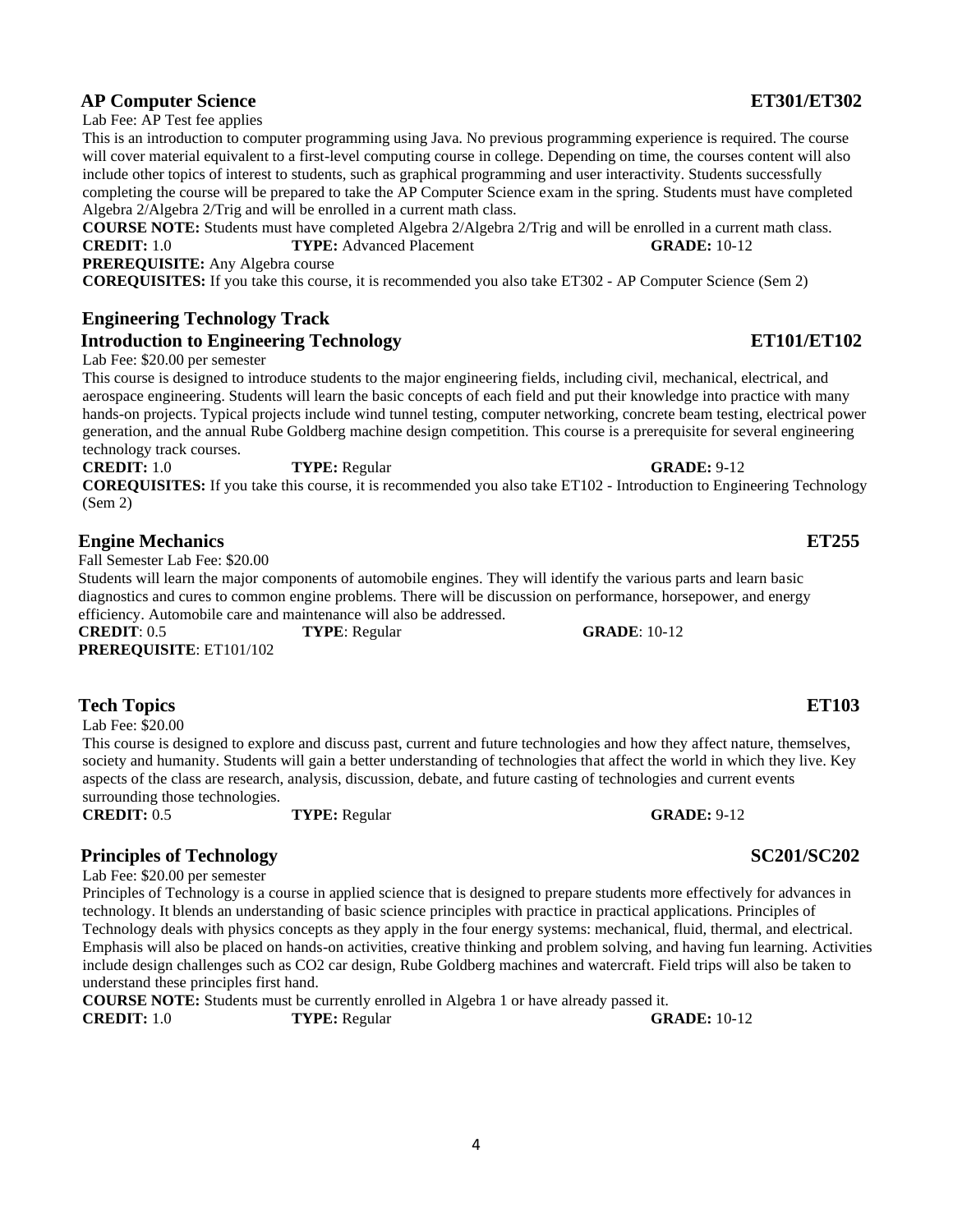### AP Computer Science ET301/ET302

Lab Fee: AP Test fee applies

This is an introduction to computer programming using Java. No previous programming experience is required. The course will cover material equivalent to a first-level computing course in college. Depending on time, the courses content will also include other topics of interest to students, such as graphical programming and user interactivity. Students successfully completing the course will be prepared to take the AP Computer Science exam in the spring. Students must have completed Algebra 2/Algebra 2/Trig and will be enrolled in a current math class.

**COURSE NOTE:** Students must have completed Algebra 2/Algebra 2/Trig and will be enrolled in a current math class.

**CREDIT:** 1.0 **TYPE:** Advanced Placement **GRADE:** 10-12

**PREREQUISITE:** Any Algebra course

**COREQUISITES:** If you take this course, it is recommended you also take ET302 - AP Computer Science (Sem 2)

## Engineering Technology Track

### Introduction to Engineering Technology ET101/ET102

Lab Fee: $20.00 per semester

This course is designed to introduce students to the major engineering fields, including civil, mechanical, electrical, and aerospace engineering. Students will learn the basic concepts of each field and put their knowledge into practice with many hands-on projects. Typical projects include wind tunnel testing, computer networking, concrete beam testing, electrical power generation, and the annual Rube Goldberg machine design competition. This course is a prerequisite for several engineering technology track courses.

**CREDIT:** 1.0 **TYPE:** Regular **GRADE:** 9-12

**COREQUISITES:** If you take this course, it is recommended you also take ET102 - Introduction to Engineering Technology (Sem 2)

### Engine Mechanics ET255

Fall Semester Lab Fee: $20.00

Students will learn the major components of automobile engines. They will identify the various parts and learn basic diagnostics and cures to common engine problems. There will be discussion on performance, horsepower, and energy efficiency. Automobile care and maintenance will also be addressed.

**CREDIT**: 0.5 **TYPE**: Regular **GRADE**: 10-12

**PREREQUISITE**: ET101/102

### Tech Topics ET103

Lab Fee: $20.00

This course is designed to explore and discuss past, current and future technologies and how they affect nature, themselves, society and humanity. Students will gain a better understanding of technologies that affect the world in which they live. Key aspects of the class are research, analysis, discussion, debate, and future casting of technologies and current events surrounding those technologies.

**CREDIT:** 0.5 **TYPE:** Regular **GRADE:** 9-12

### Principles of Technology SC201/SC202

Lab Fee: $20.00 per semester

Principles of Technology is a course in applied science that is designed to prepare students more effectively for advances in technology. It blends an understanding of basic science principles with practice in practical applications. Principles of Technology deals with physics concepts as they apply in the four energy systems: mechanical, fluid, thermal, and electrical. Emphasis will also be placed on hands-on activities, creative thinking and problem solving, and having fun learning. Activities include design challenges such as CO2 car design, Rube Goldberg machines and watercraft. Field trips will also be taken to understand these principles first hand.

**COURSE NOTE:** Students must be currently enrolled in Algebra 1 or have already passed it.

**CREDIT:** 1.0 **TYPE:** Regular **GRADE:** 10-12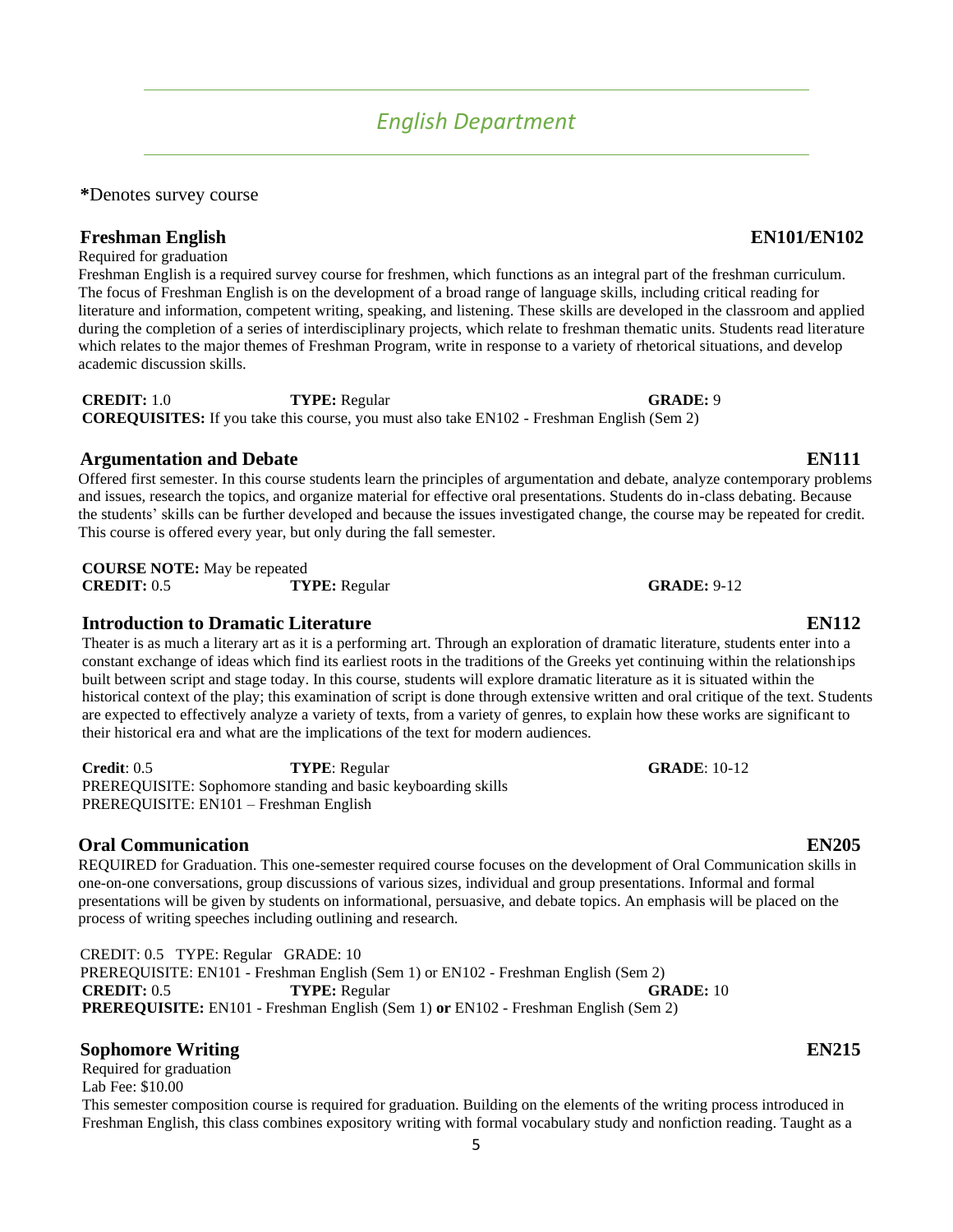# *English Department*

**\***Denotes survey course

## Freshman English — EN101/EN102

Required for graduation

Freshman English is a required survey course for freshmen, which functions as an integral part of the freshman curriculum. The focus of Freshman English is on the development of a broad range of language skills, including critical reading for literature and information, competent writing, speaking, and listening. These skills are developed in the classroom and applied during the completion of a series of interdisciplinary projects, which relate to freshman thematic units. Students read literature which relates to the major themes of Freshman Program, write in response to a variety of rhetorical situations, and develop academic discussion skills.

**CREDIT:** 1.0 **TYPE:** Regular **GRADE:** 9
**COREQUISITES:** If you take this course, you must also take EN102 - Freshman English (Sem 2)

## Argumentation and Debate — EN111

Offered first semester. In this course students learn the principles of argumentation and debate, analyze contemporary problems and issues, research the topics, and organize material for effective oral presentations. Students do in-class debating. Because the students' skills can be further developed and because the issues investigated change, the course may be repeated for credit. This course is offered every year, but only during the fall semester.

**COURSE NOTE:** May be repeated
**CREDIT:** 0.5 **TYPE:** Regular **GRADE:** 9-12

## Introduction to Dramatic Literature — EN112

Theater is as much a literary art as it is a performing art. Through an exploration of dramatic literature, students enter into a constant exchange of ideas which find its earliest roots in the traditions of the Greeks yet continuing within the relationships built between script and stage today. In this course, students will explore dramatic literature as it is situated within the historical context of the play; this examination of script is done through extensive written and oral critique of the text. Students are expected to effectively analyze a variety of texts, from a variety of genres, to explain how these works are significant to their historical era and what are the implications of the text for modern audiences.

**Credit**: 0.5 **TYPE**: Regular **GRADE**: 10-12
PREREQUISITE: Sophomore standing and basic keyboarding skills
PREREQUISITE: EN101 – Freshman English

## Oral Communication — EN205

REQUIRED for Graduation. This one-semester required course focuses on the development of Oral Communication skills in one-on-one conversations, group discussions of various sizes, individual and group presentations. Informal and formal presentations will be given by students on informational, persuasive, and debate topics. An emphasis will be placed on the process of writing speeches including outlining and research.

CREDIT: 0.5 TYPE: Regular GRADE: 10
PREREQUISITE: EN101 - Freshman English (Sem 1) or EN102 - Freshman English (Sem 2)
**CREDIT:** 0.5 **TYPE:** Regular **GRADE:** 10
**PREREQUISITE:** EN101 - Freshman English (Sem 1) **or** EN102 - Freshman English (Sem 2)

## Sophomore Writing — EN215

Required for graduation
Lab Fee: $10.00

This semester composition course is required for graduation. Building on the elements of the writing process introduced in Freshman English, this class combines expository writing with formal vocabulary study and nonfiction reading. Taught as a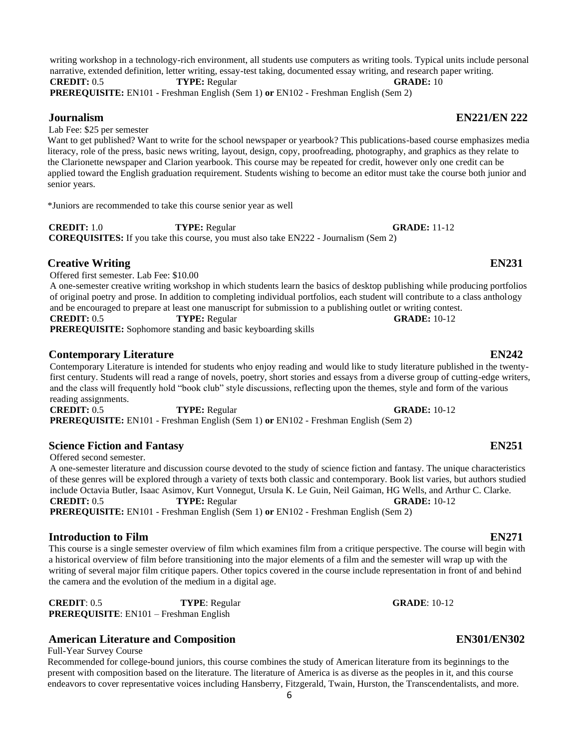writing workshop in a technology-rich environment, all students use computers as writing tools. Typical units include personal narrative, extended definition, letter writing, essay-test taking, documented essay writing, and research paper writing.

**CREDIT:** 0.5 **TYPE:** Regular **GRADE:** 10

**PREREQUISITE:** EN101 - Freshman English (Sem 1) **or** EN102 - Freshman English (Sem 2)

## Journalism EN221/EN 222

Lab Fee: $25 per semester

Want to get published? Want to write for the school newspaper or yearbook? This publications-based course emphasizes media literacy, role of the press, basic news writing, layout, design, copy, proofreading, photography, and graphics as they relate to the Clarionette newspaper and Clarion yearbook. This course may be repeated for credit, however only one credit can be applied toward the English graduation requirement. Students wishing to become an editor must take the course both junior and senior years.

*Juniors are recommended to take this course senior year as well

**CREDIT:** 1.0 **TYPE:** Regular **GRADE:** 11-12

**COREQUISITES:** If you take this course, you must also take EN222 - Journalism (Sem 2)

## Creative Writing EN231

Offered first semester. Lab Fee: $10.00

A one-semester creative writing workshop in which students learn the basics of desktop publishing while producing portfolios of original poetry and prose. In addition to completing individual portfolios, each student will contribute to a class anthology and be encouraged to prepare at least one manuscript for submission to a publishing outlet or writing contest.

**CREDIT:** 0.5 **TYPE:** Regular **GRADE:** 10-12

**PREREQUISITE:** Sophomore standing and basic keyboarding skills

## Contemporary Literature EN242

Contemporary Literature is intended for students who enjoy reading and would like to study literature published in the twenty-first century. Students will read a range of novels, poetry, short stories and essays from a diverse group of cutting-edge writers, and the class will frequently hold "book club" style discussions, reflecting upon the themes, style and form of the various reading assignments.

**CREDIT:** 0.5 **TYPE:** Regular **GRADE:** 10-12

**PREREQUISITE:** EN101 - Freshman English (Sem 1) **or** EN102 - Freshman English (Sem 2)

## Science Fiction and Fantasy EN251

Offered second semester.

A one-semester literature and discussion course devoted to the study of science fiction and fantasy. The unique characteristics of these genres will be explored through a variety of texts both classic and contemporary. Book list varies, but authors studied include Octavia Butler, Isaac Asimov, Kurt Vonnegut, Ursula K. Le Guin, Neil Gaiman, HG Wells, and Arthur C. Clarke.

**CREDIT:** 0.5 **TYPE:** Regular **GRADE:** 10-12

**PREREQUISITE:** EN101 - Freshman English (Sem 1) **or** EN102 - Freshman English (Sem 2)

## Introduction to Film EN271

This course is a single semester overview of film which examines film from a critique perspective. The course will begin with a historical overview of film before transitioning into the major elements of a film and the semester will wrap up with the writing of several major film critique papers. Other topics covered in the course include representation in front of and behind the camera and the evolution of the medium in a digital age.

**CREDIT**: 0.5 **TYPE**: Regular **GRADE**: 10-12

**PREREQUISITE**: EN101 – Freshman English

## American Literature and Composition EN301/EN302

Full-Year Survey Course

Recommended for college-bound juniors, this course combines the study of American literature from its beginnings to the present with composition based on the literature. The literature of America is as diverse as the peoples in it, and this course endeavors to cover representative voices including Hansberry, Fitzgerald, Twain, Hurston, the Transcendentalists, and more.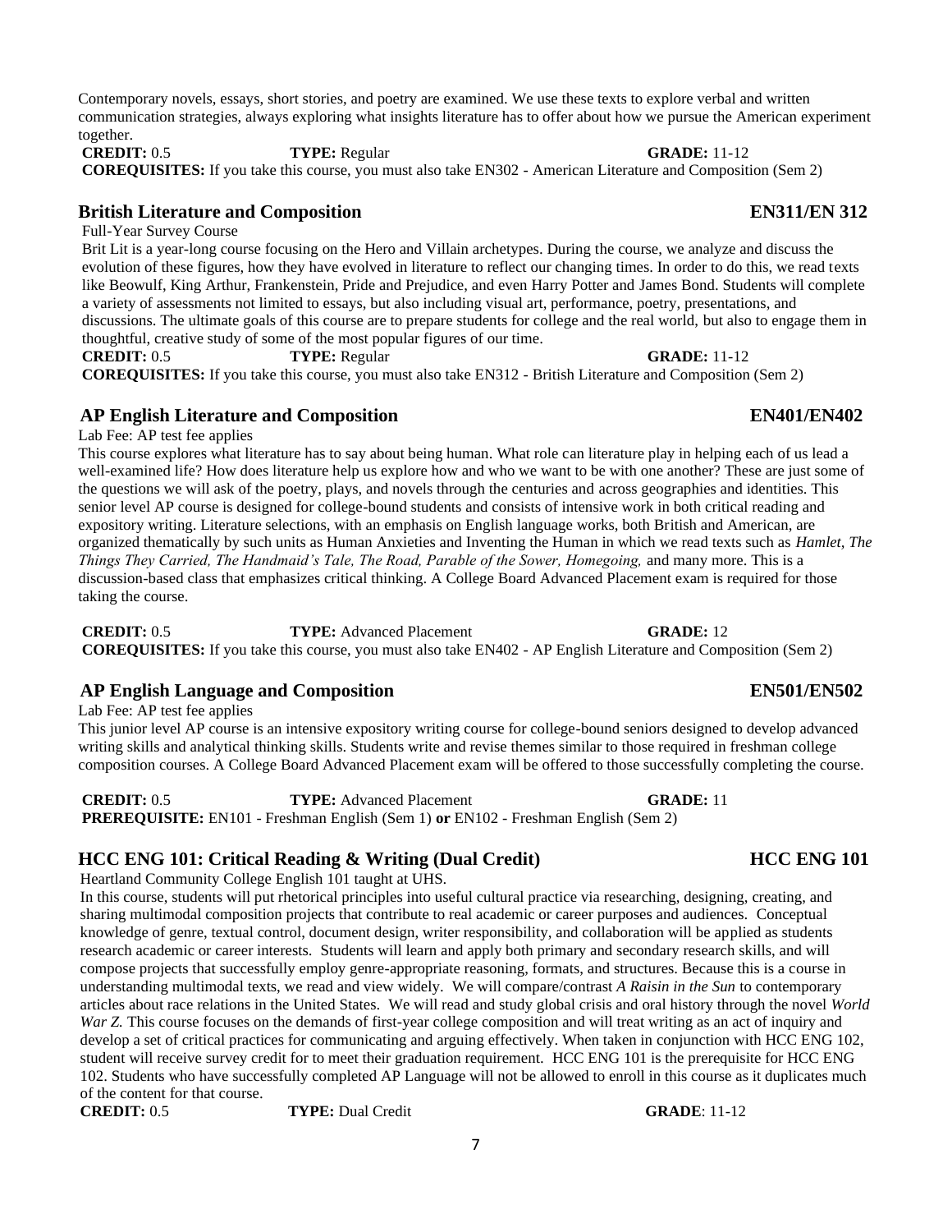Contemporary novels, essays, short stories, and poetry are examined. We use these texts to explore verbal and written communication strategies, always exploring what insights literature has to offer about how we pursue the American experiment together.

**CREDIT:** 0.5 **TYPE:** Regular **GRADE:** 11-12

**COREQUISITES:** If you take this course, you must also take EN302 - American Literature and Composition (Sem 2)

## British Literature and Composition — EN311/EN 312

Full-Year Survey Course

Brit Lit is a year-long course focusing on the Hero and Villain archetypes. During the course, we analyze and discuss the evolution of these figures, how they have evolved in literature to reflect our changing times. In order to do this, we read texts like Beowulf, King Arthur, Frankenstein, Pride and Prejudice, and even Harry Potter and James Bond. Students will complete a variety of assessments not limited to essays, but also including visual art, performance, poetry, presentations, and discussions. The ultimate goals of this course are to prepare students for college and the real world, but also to engage them in thoughtful, creative study of some of the most popular figures of our time.

**CREDIT:** 0.5 **TYPE:** Regular **GRADE:** 11-12

**COREQUISITES:** If you take this course, you must also take EN312 - British Literature and Composition (Sem 2)

## AP English Literature and Composition — EN401/EN402

Lab Fee: AP test fee applies

This course explores what literature has to say about being human. What role can literature play in helping each of us lead a well-examined life? How does literature help us explore how and who we want to be with one another? These are just some of the questions we will ask of the poetry, plays, and novels through the centuries and across geographies and identities. This senior level AP course is designed for college-bound students and consists of intensive work in both critical reading and expository writing. Literature selections, with an emphasis on English language works, both British and American, are organized thematically by such units as Human Anxieties and Inventing the Human in which we read texts such as *Hamlet, The Things They Carried, The Handmaid's Tale, The Road, Parable of the Sower, Homegoing,* and many more. This is a discussion-based class that emphasizes critical thinking. A College Board Advanced Placement exam is required for those taking the course.

**CREDIT:** 0.5 **TYPE:** Advanced Placement **GRADE:** 12

**COREQUISITES:** If you take this course, you must also take EN402 - AP English Literature and Composition (Sem 2)

## AP English Language and Composition — EN501/EN502

Lab Fee: AP test fee applies

This junior level AP course is an intensive expository writing course for college-bound seniors designed to develop advanced writing skills and analytical thinking skills. Students write and revise themes similar to those required in freshman college composition courses. A College Board Advanced Placement exam will be offered to those successfully completing the course.

**CREDIT:** 0.5 **TYPE:** Advanced Placement **GRADE:** 11

**PREREQUISITE:** EN101 - Freshman English (Sem 1) **or** EN102 - Freshman English (Sem 2)

## HCC ENG 101: Critical Reading & Writing (Dual Credit) — HCC ENG 101

Heartland Community College English 101 taught at UHS.

In this course, students will put rhetorical principles into useful cultural practice via researching, designing, creating, and sharing multimodal composition projects that contribute to real academic or career purposes and audiences. Conceptual knowledge of genre, textual control, document design, writer responsibility, and collaboration will be applied as students research academic or career interests. Students will learn and apply both primary and secondary research skills, and will compose projects that successfully employ genre-appropriate reasoning, formats, and structures. Because this is a course in understanding multimodal texts, we read and view widely. We will compare/contrast *A Raisin in the Sun* to contemporary articles about race relations in the United States. We will read and study global crisis and oral history through the novel *World War Z.* This course focuses on the demands of first-year college composition and will treat writing as an act of inquiry and develop a set of critical practices for communicating and arguing effectively. When taken in conjunction with HCC ENG 102, student will receive survey credit for to meet their graduation requirement. HCC ENG 101 is the prerequisite for HCC ENG 102. Students who have successfully completed AP Language will not be allowed to enroll in this course as it duplicates much of the content for that course.

**CREDIT:** 0.5 **TYPE:** Dual Credit **GRADE**: 11-12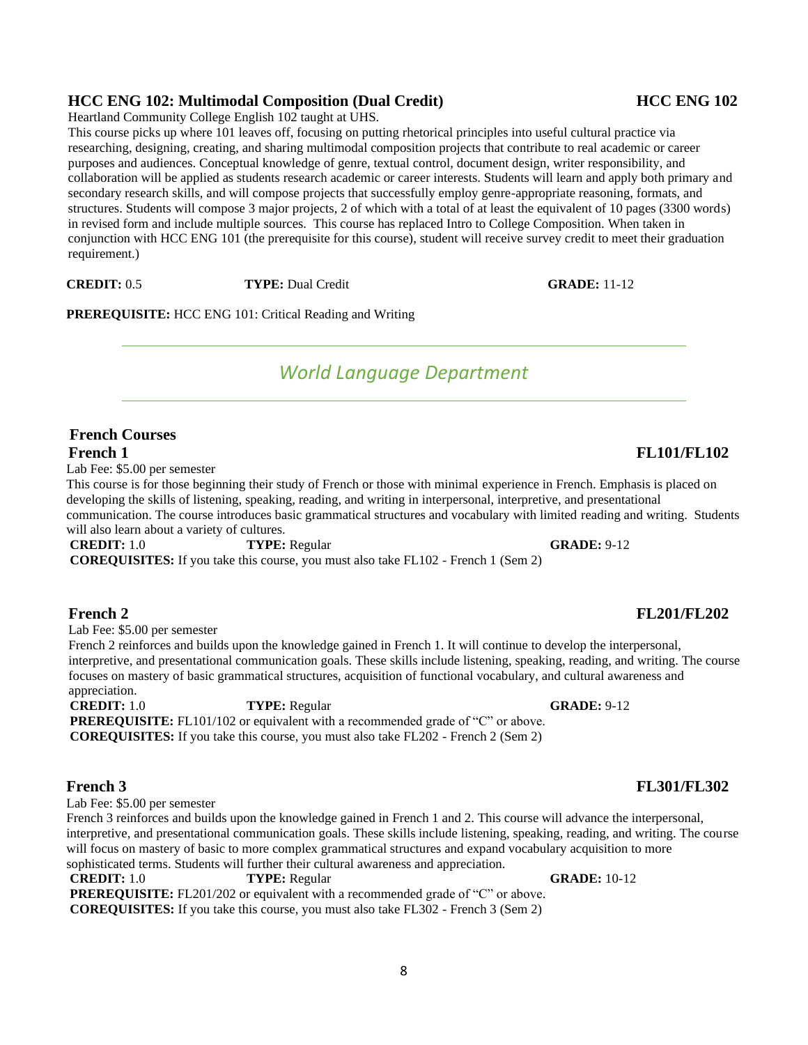### HCC ENG 102: Multimodal Composition (Dual Credit) — HCC ENG 102

Heartland Community College English 102 taught at UHS.

This course picks up where 101 leaves off, focusing on putting rhetorical principles into useful cultural practice via researching, designing, creating, and sharing multimodal composition projects that contribute to real academic or career purposes and audiences. Conceptual knowledge of genre, textual control, document design, writer responsibility, and collaboration will be applied as students research academic or career interests. Students will learn and apply both primary and secondary research skills, and will compose projects that successfully employ genre-appropriate reasoning, formats, and structures. Students will compose 3 major projects, 2 of which with a total of at least the equivalent of 10 pages (3300 words) in revised form and include multiple sources. This course has replaced Intro to College Composition. When taken in conjunction with HCC ENG 101 (the prerequisite for this course), student will receive survey credit to meet their graduation requirement.)

**CREDIT:** 0.5 **TYPE:** Dual Credit **GRADE:** 11-12

**PREREQUISITE:** HCC ENG 101: Critical Reading and Writing

---

## *World Language Department*

---

### French Courses

### French 1 — FL101/FL102

Lab Fee: $5.00 per semester

This course is for those beginning their study of French or those with minimal experience in French. Emphasis is placed on developing the skills of listening, speaking, reading, and writing in interpersonal, interpretive, and presentational communication. The course introduces basic grammatical structures and vocabulary with limited reading and writing. Students will also learn about a variety of cultures.

**CREDIT:** 1.0 **TYPE:** Regular **GRADE:** 9-12

**COREQUISITES:** If you take this course, you must also take FL102 - French 1 (Sem 2)

### French 2 — FL201/FL202

Lab Fee: $5.00 per semester

French 2 reinforces and builds upon the knowledge gained in French 1. It will continue to develop the interpersonal, interpretive, and presentational communication goals. These skills include listening, speaking, reading, and writing. The course focuses on mastery of basic grammatical structures, acquisition of functional vocabulary, and cultural awareness and appreciation.

**CREDIT:** 1.0 **TYPE:** Regular **GRADE:** 9-12

**PREREQUISITE:** FL101/102 or equivalent with a recommended grade of "C" or above.

**COREQUISITES:** If you take this course, you must also take FL202 - French 2 (Sem 2)

### French 3 — FL301/FL302

Lab Fee: $5.00 per semester

French 3 reinforces and builds upon the knowledge gained in French 1 and 2. This course will advance the interpersonal, interpretive, and presentational communication goals. These skills include listening, speaking, reading, and writing. The course will focus on mastery of basic to more complex grammatical structures and expand vocabulary acquisition to more sophisticated terms. Students will further their cultural awareness and appreciation.

**CREDIT:** 1.0 **TYPE:** Regular **GRADE:** 10-12

**PREREQUISITE:** FL201/202 or equivalent with a recommended grade of "C" or above.

**COREQUISITES:** If you take this course, you must also take FL302 - French 3 (Sem 2)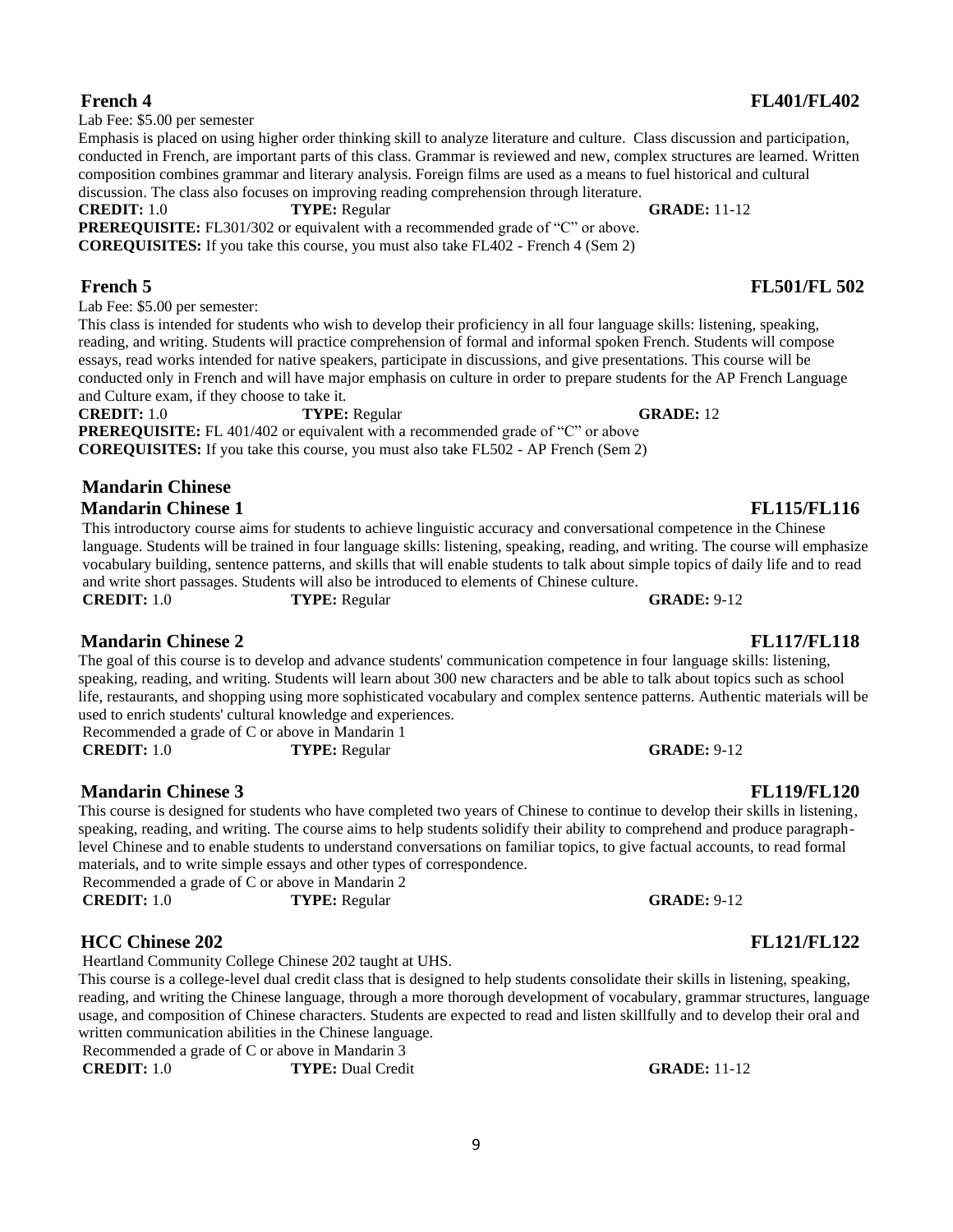## French 4 — FL401/FL402

Lab Fee: $5.00 per semester

Emphasis is placed on using higher order thinking skill to analyze literature and culture. Class discussion and participation, conducted in French, are important parts of this class. Grammar is reviewed and new, complex structures are learned. Written composition combines grammar and literary analysis. Foreign films are used as a means to fuel historical and cultural discussion. The class also focuses on improving reading comprehension through literature.

**CREDIT:** 1.0 **TYPE:** Regular **GRADE:** 11-12

**PREREQUISITE:** FL301/302 or equivalent with a recommended grade of "C" or above.

**COREQUISITES:** If you take this course, you must also take FL402 - French 4 (Sem 2)

## French 5 — FL501/FL 502

Lab Fee: $5.00 per semester:

This class is intended for students who wish to develop their proficiency in all four language skills: listening, speaking, reading, and writing. Students will practice comprehension of formal and informal spoken French. Students will compose essays, read works intended for native speakers, participate in discussions, and give presentations. This course will be conducted only in French and will have major emphasis on culture in order to prepare students for the AP French Language and Culture exam, if they choose to take it.

**CREDIT:** 1.0 **TYPE:** Regular **GRADE:** 12

**PREREQUISITE:** FL 401/402 or equivalent with a recommended grade of "C" or above

**COREQUISITES:** If you take this course, you must also take FL502 - AP French (Sem 2)

# Mandarin Chinese

## Mandarin Chinese 1 — FL115/FL116

This introductory course aims for students to achieve linguistic accuracy and conversational competence in the Chinese language. Students will be trained in four language skills: listening, speaking, reading, and writing. The course will emphasize vocabulary building, sentence patterns, and skills that will enable students to talk about simple topics of daily life and to read and write short passages. Students will also be introduced to elements of Chinese culture.

**CREDIT:** 1.0 **TYPE:** Regular **GRADE:** 9-12

## Mandarin Chinese 2 — FL117/FL118

The goal of this course is to develop and advance students' communication competence in four language skills: listening, speaking, reading, and writing. Students will learn about 300 new characters and be able to talk about topics such as school life, restaurants, and shopping using more sophisticated vocabulary and complex sentence patterns. Authentic materials will be used to enrich students' cultural knowledge and experiences.

Recommended a grade of C or above in Mandarin 1

**CREDIT:** 1.0 **TYPE:** Regular **GRADE:** 9-12

## Mandarin Chinese 3 — FL119/FL120

This course is designed for students who have completed two years of Chinese to continue to develop their skills in listening, speaking, reading, and writing. The course aims to help students solidify their ability to comprehend and produce paragraph-level Chinese and to enable students to understand conversations on familiar topics, to give factual accounts, to read formal materials, and to write simple essays and other types of correspondence.

Recommended a grade of C or above in Mandarin 2

**CREDIT:** 1.0 **TYPE:** Regular **GRADE:** 9-12

## HCC Chinese 202 — FL121/FL122

Heartland Community College Chinese 202 taught at UHS.

This course is a college-level dual credit class that is designed to help students consolidate their skills in listening, speaking, reading, and writing the Chinese language, through a more thorough development of vocabulary, grammar structures, language usage, and composition of Chinese characters. Students are expected to read and listen skillfully and to develop their oral and written communication abilities in the Chinese language.

Recommended a grade of C or above in Mandarin 3

**CREDIT:** 1.0 **TYPE:** Dual Credit **GRADE:** 11-12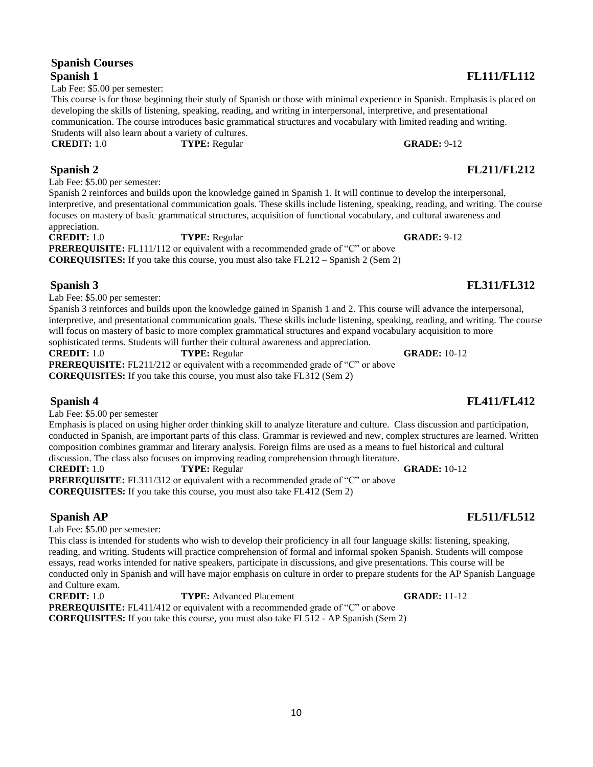## Spanish Courses

### Spanish 1 FL111/FL112

Lab Fee: $5.00 per semester:

This course is for those beginning their study of Spanish or those with minimal experience in Spanish. Emphasis is placed on developing the skills of listening, speaking, reading, and writing in interpersonal, interpretive, and presentational communication. The course introduces basic grammatical structures and vocabulary with limited reading and writing. Students will also learn about a variety of cultures.

**CREDIT:** 1.0 **TYPE:** Regular **GRADE:** 9-12

### Spanish 2 FL211/FL212

Lab Fee: $5.00 per semester:

Spanish 2 reinforces and builds upon the knowledge gained in Spanish 1. It will continue to develop the interpersonal, interpretive, and presentational communication goals. These skills include listening, speaking, reading, and writing. The course focuses on mastery of basic grammatical structures, acquisition of functional vocabulary, and cultural awareness and appreciation.

**CREDIT:** 1.0 **TYPE:** Regular **GRADE:** 9-12

**PREREQUISITE:** FL111/112 or equivalent with a recommended grade of "C" or above

**COREQUISITES:** If you take this course, you must also take FL212 – Spanish 2 (Sem 2)

### Spanish 3 FL311/FL312

Lab Fee: $5.00 per semester:

Spanish 3 reinforces and builds upon the knowledge gained in Spanish 1 and 2. This course will advance the interpersonal, interpretive, and presentational communication goals. These skills include listening, speaking, reading, and writing. The course will focus on mastery of basic to more complex grammatical structures and expand vocabulary acquisition to more sophisticated terms. Students will further their cultural awareness and appreciation.

**CREDIT:** 1.0 **TYPE:** Regular **GRADE:** 10-12

**PREREQUISITE:** FL211/212 or equivalent with a recommended grade of "C" or above

**COREQUISITES:** If you take this course, you must also take FL312 (Sem 2)

### Spanish 4 FL411/FL412

Lab Fee: $5.00 per semester

Emphasis is placed on using higher order thinking skill to analyze literature and culture. Class discussion and participation, conducted in Spanish, are important parts of this class. Grammar is reviewed and new, complex structures are learned. Written composition combines grammar and literary analysis. Foreign films are used as a means to fuel historical and cultural discussion. The class also focuses on improving reading comprehension through literature.

**CREDIT:** 1.0 **TYPE:** Regular **GRADE:** 10-12

**PREREQUISITE:** FL311/312 or equivalent with a recommended grade of "C" or above

**COREQUISITES:** If you take this course, you must also take FL412 (Sem 2)

### Spanish AP FL511/FL512

Lab Fee: $5.00 per semester:

This class is intended for students who wish to develop their proficiency in all four language skills: listening, speaking, reading, and writing. Students will practice comprehension of formal and informal spoken Spanish. Students will compose essays, read works intended for native speakers, participate in discussions, and give presentations. This course will be conducted only in Spanish and will have major emphasis on culture in order to prepare students for the AP Spanish Language and Culture exam.

**CREDIT:** 1.0 **TYPE:** Advanced Placement **GRADE:** 11-12

**PREREQUISITE:** FL411/412 or equivalent with a recommended grade of "C" or above

**COREQUISITES:** If you take this course, you must also take FL512 - AP Spanish (Sem 2)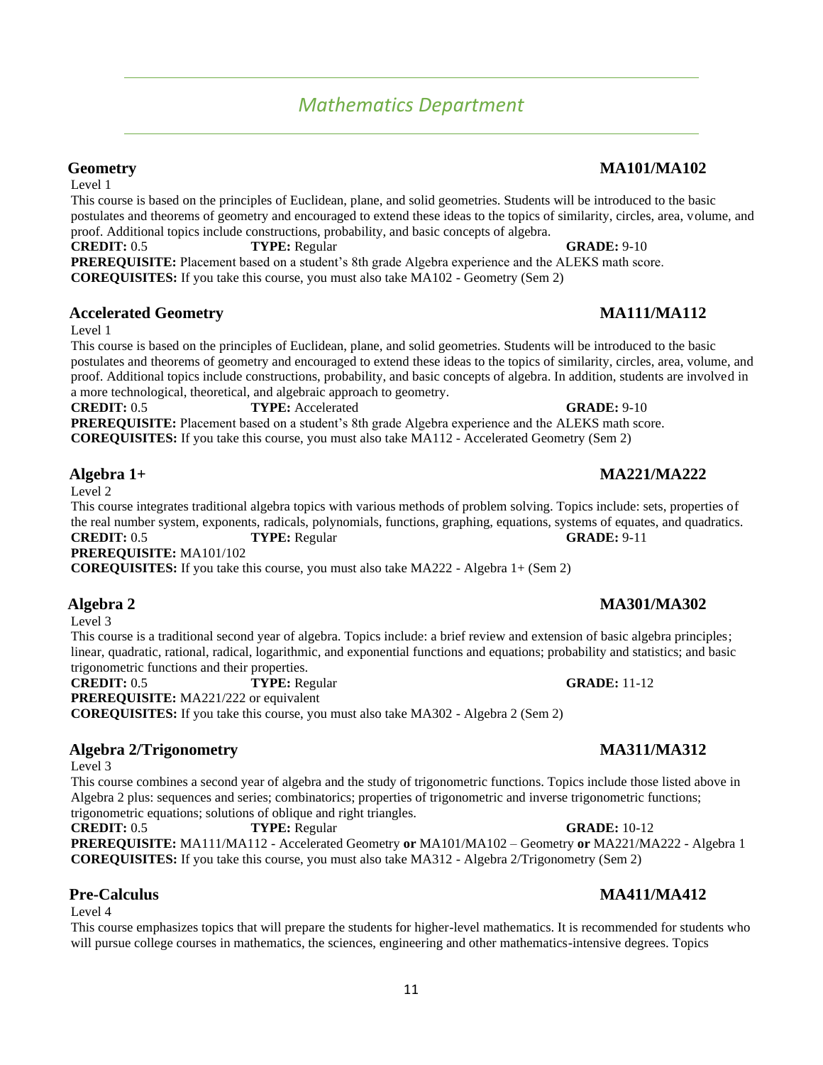# *Mathematics Department*

## Geometry — MA101/MA102

Level 1

This course is based on the principles of Euclidean, plane, and solid geometries. Students will be introduced to the basic postulates and theorems of geometry and encouraged to extend these ideas to the topics of similarity, circles, area, volume, and proof. Additional topics include constructions, probability, and basic concepts of algebra.

**CREDIT:** 0.5 **TYPE:** Regular **GRADE:** 9-10

**PREREQUISITE:** Placement based on a student's 8th grade Algebra experience and the ALEKS math score.

**COREQUISITES:** If you take this course, you must also take MA102 - Geometry (Sem 2)

## Accelerated Geometry — MA111/MA112

Level 1

This course is based on the principles of Euclidean, plane, and solid geometries. Students will be introduced to the basic postulates and theorems of geometry and encouraged to extend these ideas to the topics of similarity, circles, area, volume, and proof. Additional topics include constructions, probability, and basic concepts of algebra. In addition, students are involved in a more technological, theoretical, and algebraic approach to geometry.

**CREDIT:** 0.5 **TYPE:** Accelerated **GRADE:** 9-10

**PREREQUISITE:** Placement based on a student's 8th grade Algebra experience and the ALEKS math score.

**COREQUISITES:** If you take this course, you must also take MA112 - Accelerated Geometry (Sem 2)

## Algebra 1+ — MA221/MA222

Level 2

This course integrates traditional algebra topics with various methods of problem solving. Topics include: sets, properties of the real number system, exponents, radicals, polynomials, functions, graphing, equations, systems of equates, and quadratics.

**CREDIT:** 0.5 **TYPE:** Regular **GRADE:** 9-11

**PREREQUISITE:** MA101/102

**COREQUISITES:** If you take this course, you must also take MA222 - Algebra 1+ (Sem 2)

## Algebra 2 — MA301/MA302

Level 3

This course is a traditional second year of algebra. Topics include: a brief review and extension of basic algebra principles; linear, quadratic, rational, radical, logarithmic, and exponential functions and equations; probability and statistics; and basic trigonometric functions and their properties.

**CREDIT:** 0.5 **TYPE:** Regular **GRADE:** 11-12

**PREREQUISITE:** MA221/222 or equivalent

**COREQUISITES:** If you take this course, you must also take MA302 - Algebra 2 (Sem 2)

## Algebra 2/Trigonometry — MA311/MA312

Level 3

This course combines a second year of algebra and the study of trigonometric functions. Topics include those listed above in Algebra 2 plus: sequences and series; combinatorics; properties of trigonometric and inverse trigonometric functions; trigonometric equations; solutions of oblique and right triangles.

**CREDIT:** 0.5 **TYPE:** Regular **GRADE:** 10-12

**PREREQUISITE:** MA111/MA112 - Accelerated Geometry **or** MA101/MA102 – Geometry **or** MA221/MA222 - Algebra 1

**COREQUISITES:** If you take this course, you must also take MA312 - Algebra 2/Trigonometry (Sem 2)

## Pre-Calculus — MA411/MA412

Level 4

This course emphasizes topics that will prepare the students for higher-level mathematics. It is recommended for students who will pursue college courses in mathematics, the sciences, engineering and other mathematics-intensive degrees. Topics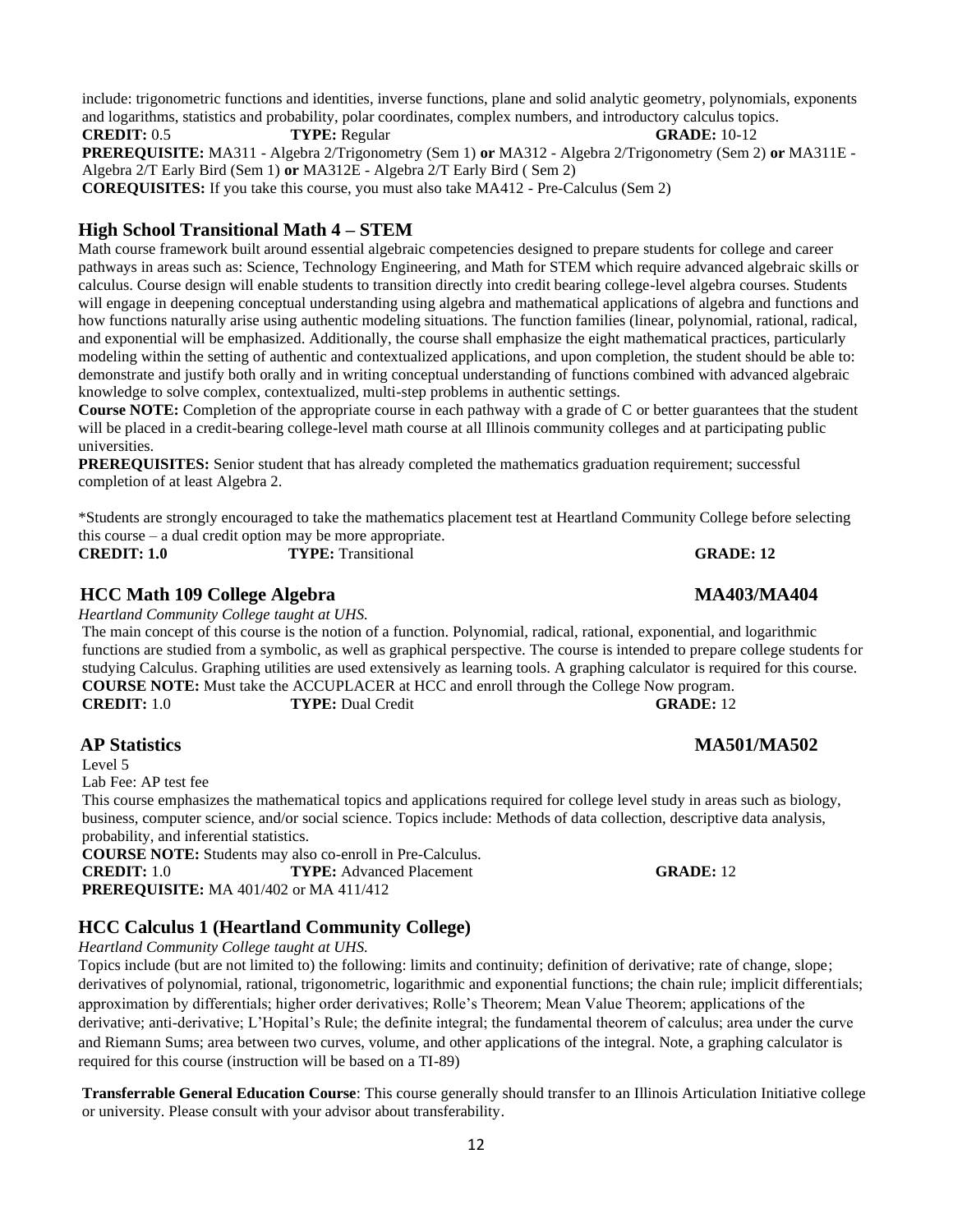include: trigonometric functions and identities, inverse functions, plane and solid analytic geometry, polynomials, exponents and logarithms, statistics and probability, polar coordinates, complex numbers, and introductory calculus topics.

**CREDIT:** 0.5 **TYPE:** Regular **GRADE:** 10-12

**PREREQUISITE:** MA311 - Algebra 2/Trigonometry (Sem 1) **or** MA312 - Algebra 2/Trigonometry (Sem 2) **or** MA311E - Algebra 2/T Early Bird (Sem 1) **or** MA312E - Algebra 2/T Early Bird ( Sem 2)

**COREQUISITES:** If you take this course, you must also take MA412 - Pre-Calculus (Sem 2)

## High School Transitional Math 4 – STEM

Math course framework built around essential algebraic competencies designed to prepare students for college and career pathways in areas such as: Science, Technology Engineering, and Math for STEM which require advanced algebraic skills or calculus. Course design will enable students to transition directly into credit bearing college-level algebra courses. Students will engage in deepening conceptual understanding using algebra and mathematical applications of algebra and functions and how functions naturally arise using authentic modeling situations. The function families (linear, polynomial, rational, radical, and exponential will be emphasized. Additionally, the course shall emphasize the eight mathematical practices, particularly modeling within the setting of authentic and contextualized applications, and upon completion, the student should be able to: demonstrate and justify both orally and in writing conceptual understanding of functions combined with advanced algebraic knowledge to solve complex, contextualized, multi-step problems in authentic settings.

**Course NOTE:** Completion of the appropriate course in each pathway with a grade of C or better guarantees that the student will be placed in a credit-bearing college-level math course at all Illinois community colleges and at participating public universities.

**PREREQUISITES:** Senior student that has already completed the mathematics graduation requirement; successful completion of at least Algebra 2.

*Students are strongly encouraged to take the mathematics placement test at Heartland Community College before selecting this course – a dual credit option may be more appropriate.

**CREDIT: 1.0** **TYPE:** Transitional **GRADE: 12**

## HCC Math 109 College Algebra MA403/MA404

*Heartland Community College taught at UHS.*

The main concept of this course is the notion of a function. Polynomial, radical, rational, exponential, and logarithmic functions are studied from a symbolic, as well as graphical perspective. The course is intended to prepare college students for studying Calculus. Graphing utilities are used extensively as learning tools. A graphing calculator is required for this course.

**COURSE NOTE:** Must take the ACCUPLACER at HCC and enroll through the College Now program.

**CREDIT:** 1.0 **TYPE:** Dual Credit **GRADE:** 12

## AP Statistics MA501/MA502

Level 5

Lab Fee: AP test fee

This course emphasizes the mathematical topics and applications required for college level study in areas such as biology, business, computer science, and/or social science. Topics include: Methods of data collection, descriptive data analysis, probability, and inferential statistics.

**COURSE NOTE:** Students may also co-enroll in Pre-Calculus.

**CREDIT:** 1.0 **TYPE:** Advanced Placement **GRADE:** 12

**PREREQUISITE:** MA 401/402 or MA 411/412

## HCC Calculus 1 (Heartland Community College)

*Heartland Community College taught at UHS.*

Topics include (but are not limited to) the following: limits and continuity; definition of derivative; rate of change, slope; derivatives of polynomial, rational, trigonometric, logarithmic and exponential functions; the chain rule; implicit differentials; approximation by differentials; higher order derivatives; Rolle's Theorem; Mean Value Theorem; applications of the derivative; anti-derivative; L'Hopital's Rule; the definite integral; the fundamental theorem of calculus; area under the curve and Riemann Sums; area between two curves, volume, and other applications of the integral. Note, a graphing calculator is required for this course (instruction will be based on a TI-89)

**Transferrable General Education Course**: This course generally should transfer to an Illinois Articulation Initiative college or university. Please consult with your advisor about transferability.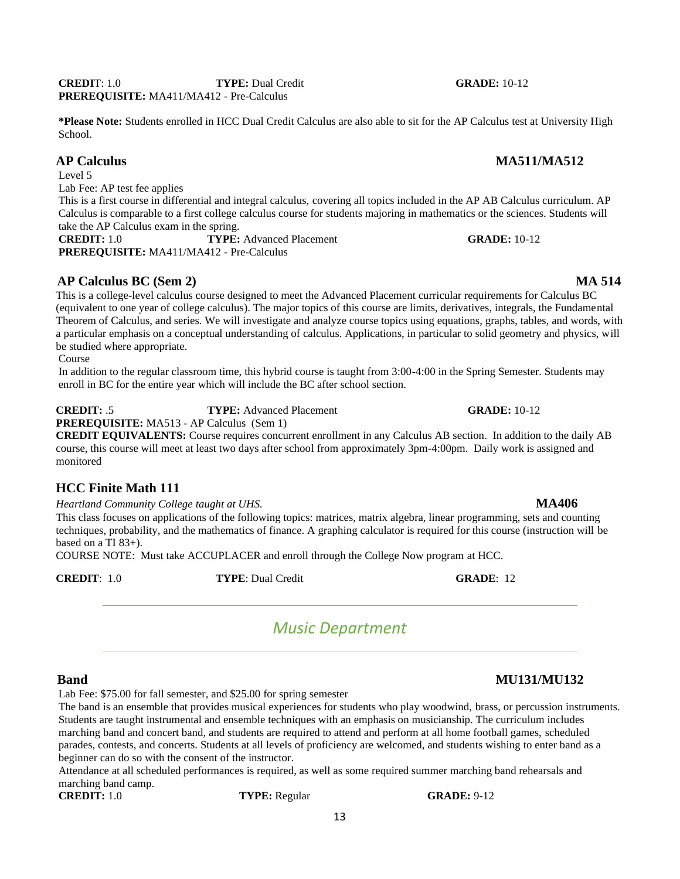**CREDI**T: 1.0 **TYPE:** Dual Credit **GRADE:** 10-12
**PREREQUISITE:** MA411/MA412 - Pre-Calculus

***Please Note:** Students enrolled in HCC Dual Credit Calculus are also able to sit for the AP Calculus test at University High School.

## AP Calculus MA511/MA512

Level 5
Lab Fee: AP test fee applies
This is a first course in differential and integral calculus, covering all topics included in the AP AB Calculus curriculum. AP Calculus is comparable to a first college calculus course for students majoring in mathematics or the sciences. Students will take the AP Calculus exam in the spring.
**CREDIT:** 1.0 **TYPE:** Advanced Placement **GRADE:** 10-12
**PREREQUISITE:** MA411/MA412 - Pre-Calculus

## AP Calculus BC (Sem 2) MA 514

This is a college-level calculus course designed to meet the Advanced Placement curricular requirements for Calculus BC (equivalent to one year of college calculus). The major topics of this course are limits, derivatives, integrals, the Fundamental Theorem of Calculus, and series. We will investigate and analyze course topics using equations, graphs, tables, and words, with a particular emphasis on a conceptual understanding of calculus. Applications, in particular to solid geometry and physics, will be studied where appropriate.
Course
In addition to the regular classroom time, this hybrid course is taught from 3:00-4:00 in the Spring Semester. Students may enroll in BC for the entire year which will include the BC after school section.

**CREDIT:** .5 **TYPE:** Advanced Placement **GRADE:** 10-12
**PREREQUISITE:** MA513 - AP Calculus (Sem 1)
**CREDIT EQUIVALENTS:** Course requires concurrent enrollment in any Calculus AB section. In addition to the daily AB course, this course will meet at least two days after school from approximately 3pm-4:00pm. Daily work is assigned and monitored

## HCC Finite Math 111

*Heartland Community College taught at UHS.* **MA406**
This class focuses on applications of the following topics: matrices, matrix algebra, linear programming, sets and counting techniques, probability, and the mathematics of finance. A graphing calculator is required for this course (instruction will be based on a TI 83+).
COURSE NOTE: Must take ACCUPLACER and enroll through the College Now program at HCC.

**CREDIT**: 1.0 **TYPE**: Dual Credit **GRADE**: 12

# *Music Department*

## Band MU131/MU132

Lab Fee: $75.00 for fall semester, and $25.00 for spring semester
The band is an ensemble that provides musical experiences for students who play woodwind, brass, or percussion instruments. Students are taught instrumental and ensemble techniques with an emphasis on musicianship. The curriculum includes marching band and concert band, and students are required to attend and perform at all home football games, scheduled parades, contests, and concerts. Students at all levels of proficiency are welcomed, and students wishing to enter band as a beginner can do so with the consent of the instructor.
Attendance at all scheduled performances is required, as well as some required summer marching band rehearsals and marching band camp.
**CREDIT:** 1.0 **TYPE:** Regular **GRADE:** 9-12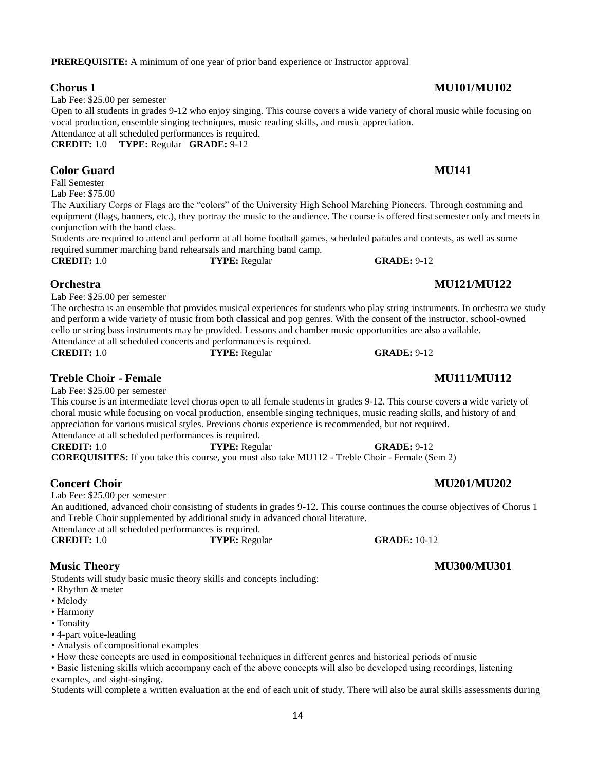**PREREQUISITE:** A minimum of one year of prior band experience or Instructor approval

### Chorus 1 — MU101/MU102

Lab Fee: $25.00 per semester

Open to all students in grades 9-12 who enjoy singing. This course covers a wide variety of choral music while focusing on vocal production, ensemble singing techniques, music reading skills, and music appreciation.

Attendance at all scheduled performances is required.

**CREDIT:** 1.0 **TYPE:** Regular **GRADE:** 9-12

### Color Guard — MU141

Fall Semester

Lab Fee: $75.00

The Auxiliary Corps or Flags are the "colors" of the University High School Marching Pioneers. Through costuming and equipment (flags, banners, etc.), they portray the music to the audience. The course is offered first semester only and meets in conjunction with the band class.

Students are required to attend and perform at all home football games, scheduled parades and contests, as well as some required summer marching band rehearsals and marching band camp.

**CREDIT:** 1.0 **TYPE:** Regular **GRADE:** 9-12

### Orchestra — MU121/MU122

Lab Fee: $25.00 per semester

The orchestra is an ensemble that provides musical experiences for students who play string instruments. In orchestra we study and perform a wide variety of music from both classical and pop genres. With the consent of the instructor, school-owned cello or string bass instruments may be provided. Lessons and chamber music opportunities are also available.

Attendance at all scheduled concerts and performances is required.

**CREDIT:** 1.0 **TYPE:** Regular **GRADE:** 9-12

### Treble Choir - Female — MU111/MU112

Lab Fee: $25.00 per semester

This course is an intermediate level chorus open to all female students in grades 9-12. This course covers a wide variety of choral music while focusing on vocal production, ensemble singing techniques, music reading skills, and history of and appreciation for various musical styles. Previous chorus experience is recommended, but not required.

Attendance at all scheduled performances is required.

**CREDIT:** 1.0 **TYPE:** Regular **GRADE:** 9-12

**COREQUISITES:** If you take this course, you must also take MU112 - Treble Choir - Female (Sem 2)

### Concert Choir — MU201/MU202

Lab Fee: $25.00 per semester

An auditioned, advanced choir consisting of students in grades 9-12. This course continues the course objectives of Chorus 1 and Treble Choir supplemented by additional study in advanced choral literature.

Attendance at all scheduled performances is required.

**CREDIT:** 1.0 **TYPE:** Regular **GRADE:** 10-12

### Music Theory — MU300/MU301

Students will study basic music theory skills and concepts including:

- Rhythm & meter
- Melody
- Harmony
- Tonality
- 4-part voice-leading
- Analysis of compositional examples
- How these concepts are used in compositional techniques in different genres and historical periods of music
- Basic listening skills which accompany each of the above concepts will also be developed using recordings, listening examples, and sight-singing.

Students will complete a written evaluation at the end of each unit of study. There will also be aural skills assessments during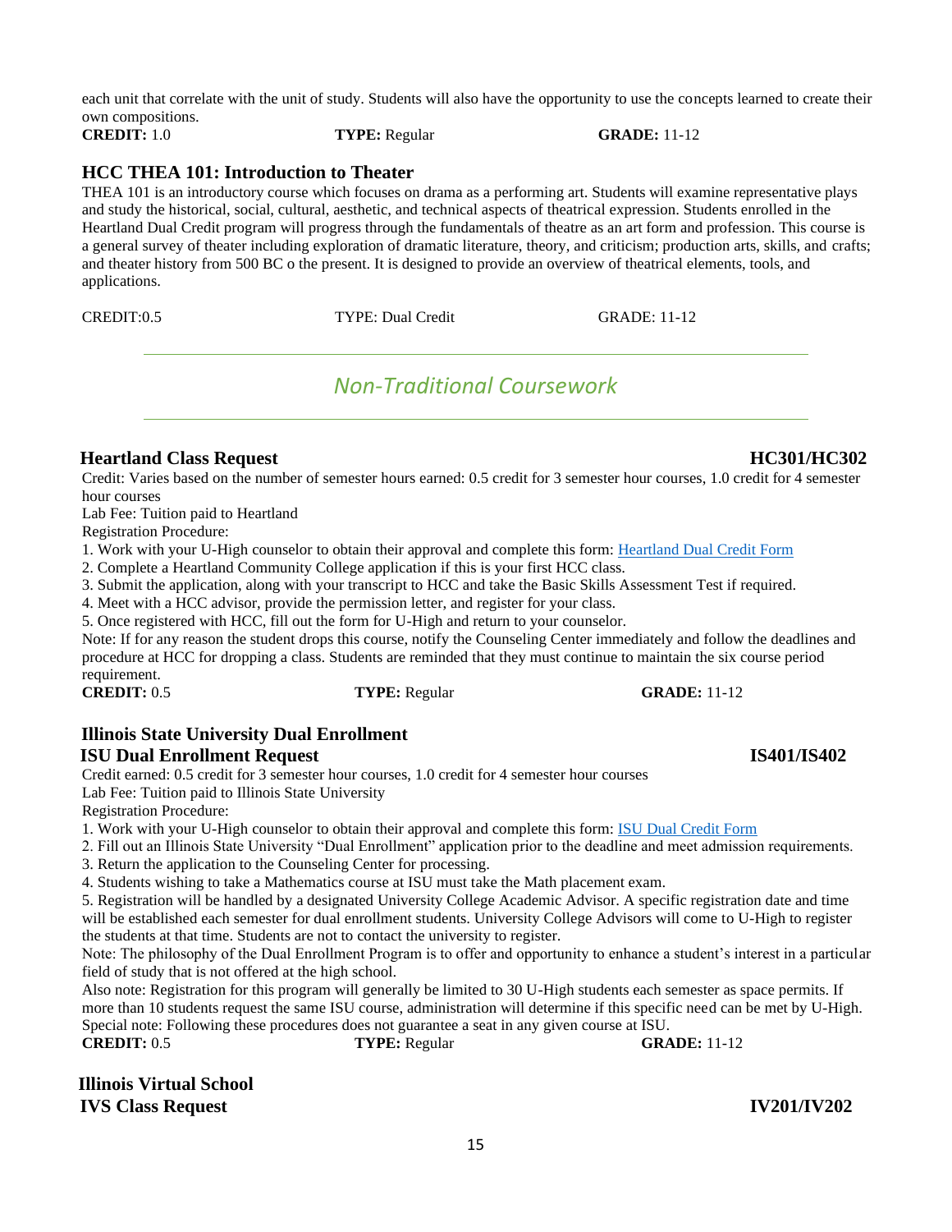each unit that correlate with the unit of study. Students will also have the opportunity to use the concepts learned to create their own compositions.

**CREDIT:** 1.0 **TYPE:** Regular **GRADE:** 11-12

### HCC THEA 101: Introduction to Theater

THEA 101 is an introductory course which focuses on drama as a performing art. Students will examine representative plays and study the historical, social, cultural, aesthetic, and technical aspects of theatrical expression. Students enrolled in the Heartland Dual Credit program will progress through the fundamentals of theatre as an art form and profession. This course is a general survey of theater including exploration of dramatic literature, theory, and criticism; production arts, skills, and crafts; and theater history from 500 BC o the present. It is designed to provide an overview of theatrical elements, tools, and applications.

CREDIT:0.5 TYPE: Dual Credit GRADE: 11-12

---

## *Non-Traditional Coursework*

---

### Heartland Class Request HC301/HC302

Credit: Varies based on the number of semester hours earned: 0.5 credit for 3 semester hour courses, 1.0 credit for 4 semester hour courses

Lab Fee: Tuition paid to Heartland

Registration Procedure:

1. Work with your U-High counselor to obtain their approval and complete this form: [Heartland Dual Credit Form]
2. Complete a Heartland Community College application if this is your first HCC class.
3. Submit the application, along with your transcript to HCC and take the Basic Skills Assessment Test if required.
4. Meet with a HCC advisor, provide the permission letter, and register for your class.
5. Once registered with HCC, fill out the form for U-High and return to your counselor.

Note: If for any reason the student drops this course, notify the Counseling Center immediately and follow the deadlines and procedure at HCC for dropping a class. Students are reminded that they must continue to maintain the six course period requirement.

**CREDIT:** 0.5 **TYPE:** Regular **GRADE:** 11-12

### Illinois State University Dual Enrollment
### ISU Dual Enrollment Request IS401/IS402

Credit earned: 0.5 credit for 3 semester hour courses, 1.0 credit for 4 semester hour courses

Lab Fee: Tuition paid to Illinois State University

Registration Procedure:

1. Work with your U-High counselor to obtain their approval and complete this form: [ISU Dual Credit Form]
2. Fill out an Illinois State University "Dual Enrollment" application prior to the deadline and meet admission requirements.
3. Return the application to the Counseling Center for processing.
4. Students wishing to take a Mathematics course at ISU must take the Math placement exam.
5. Registration will be handled by a designated University College Academic Advisor. A specific registration date and time will be established each semester for dual enrollment students. University College Advisors will come to U-High to register the students at that time. Students are not to contact the university to register.

Note: The philosophy of the Dual Enrollment Program is to offer and opportunity to enhance a student's interest in a particular field of study that is not offered at the high school.

Also note: Registration for this program will generally be limited to 30 U-High students each semester as space permits. If more than 10 students request the same ISU course, administration will determine if this specific need can be met by U-High.

Special note: Following these procedures does not guarantee a seat in any given course at ISU.

**CREDIT:** 0.5 **TYPE:** Regular **GRADE:** 11-12

### Illinois Virtual School
### IVS Class Request IV201/IV202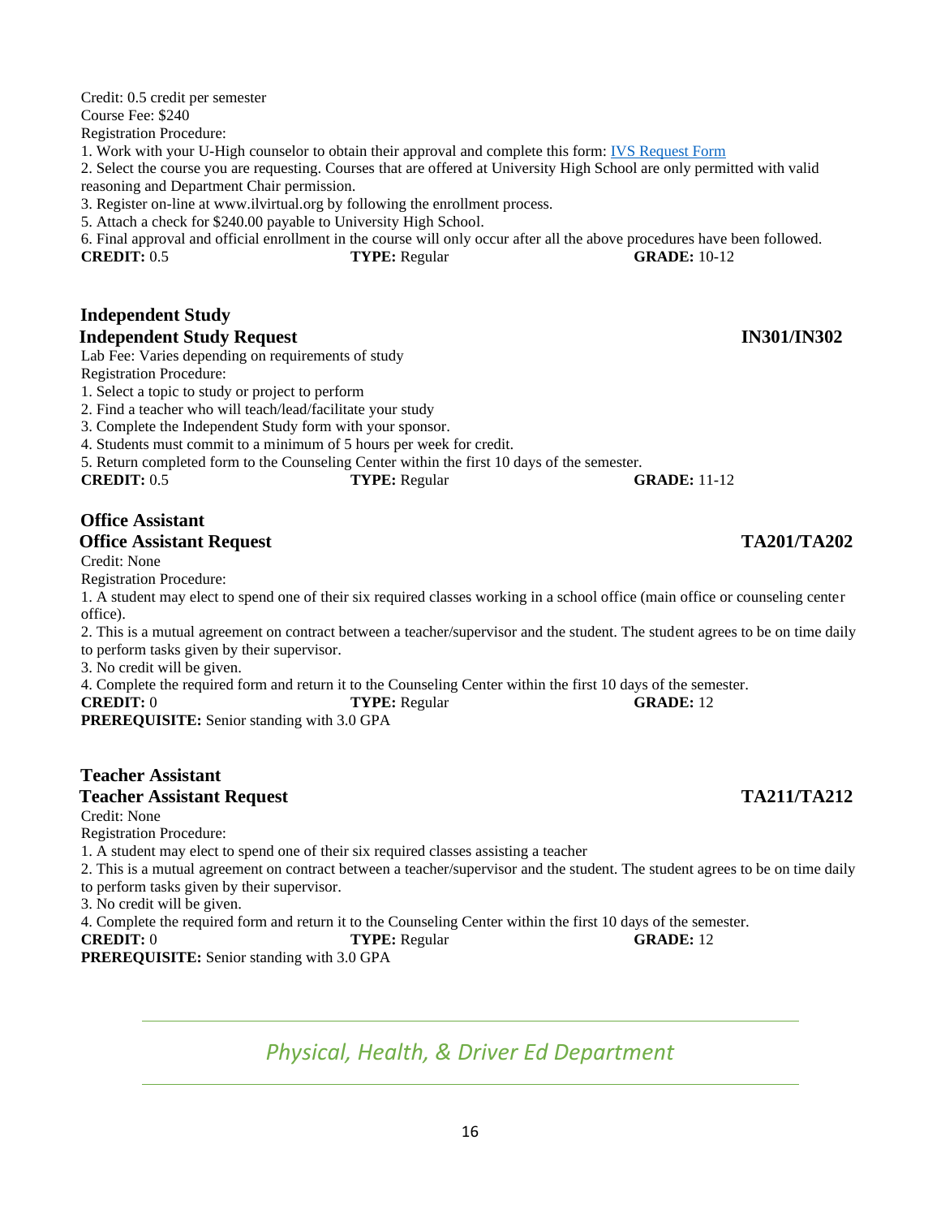Credit: 0.5 credit per semester
Course Fee: $240
Registration Procedure:
1. Work with your U-High counselor to obtain their approval and complete this form: [IVS Request Form]
2. Select the course you are requesting. Courses that are offered at University High School are only permitted with valid reasoning and Department Chair permission.
3. Register on-line at www.ilvirtual.org by following the enrollment process.
5. Attach a check for $240.00 payable to University High School.
6. Final approval and official enrollment in the course will only occur after all the above procedures have been followed.

**CREDIT:** 0.5 **TYPE:** Regular **GRADE:** 10-12

## Independent Study

### Independent Study Request IN301/IN302

Lab Fee: Varies depending on requirements of study
Registration Procedure:
1. Select a topic to study or project to perform
2. Find a teacher who will teach/lead/facilitate your study
3. Complete the Independent Study form with your sponsor.
4. Students must commit to a minimum of 5 hours per week for credit.
5. Return completed form to the Counseling Center within the first 10 days of the semester.

**CREDIT:** 0.5 **TYPE:** Regular **GRADE:** 11-12

## Office Assistant

### Office Assistant Request TA201/TA202

Credit: None
Registration Procedure:
1. A student may elect to spend one of their six required classes working in a school office (main office or counseling center office).
2. This is a mutual agreement on contract between a teacher/supervisor and the student. The student agrees to be on time daily to perform tasks given by their supervisor.
3. No credit will be given.
4. Complete the required form and return it to the Counseling Center within the first 10 days of the semester.

**CREDIT:** 0 **TYPE:** Regular **GRADE:** 12
**PREREQUISITE:** Senior standing with 3.0 GPA

## Teacher Assistant

### Teacher Assistant Request TA211/TA212

Credit: None
Registration Procedure:
1. A student may elect to spend one of their six required classes assisting a teacher
2. This is a mutual agreement on contract between a teacher/supervisor and the student. The student agrees to be on time daily to perform tasks given by their supervisor.
3. No credit will be given.
4. Complete the required form and return it to the Counseling Center within the first 10 days of the semester.

**CREDIT:** 0 **TYPE:** Regular **GRADE:** 12
**PREREQUISITE:** Senior standing with 3.0 GPA

---

# *Physical, Health, & Driver Ed Department*

---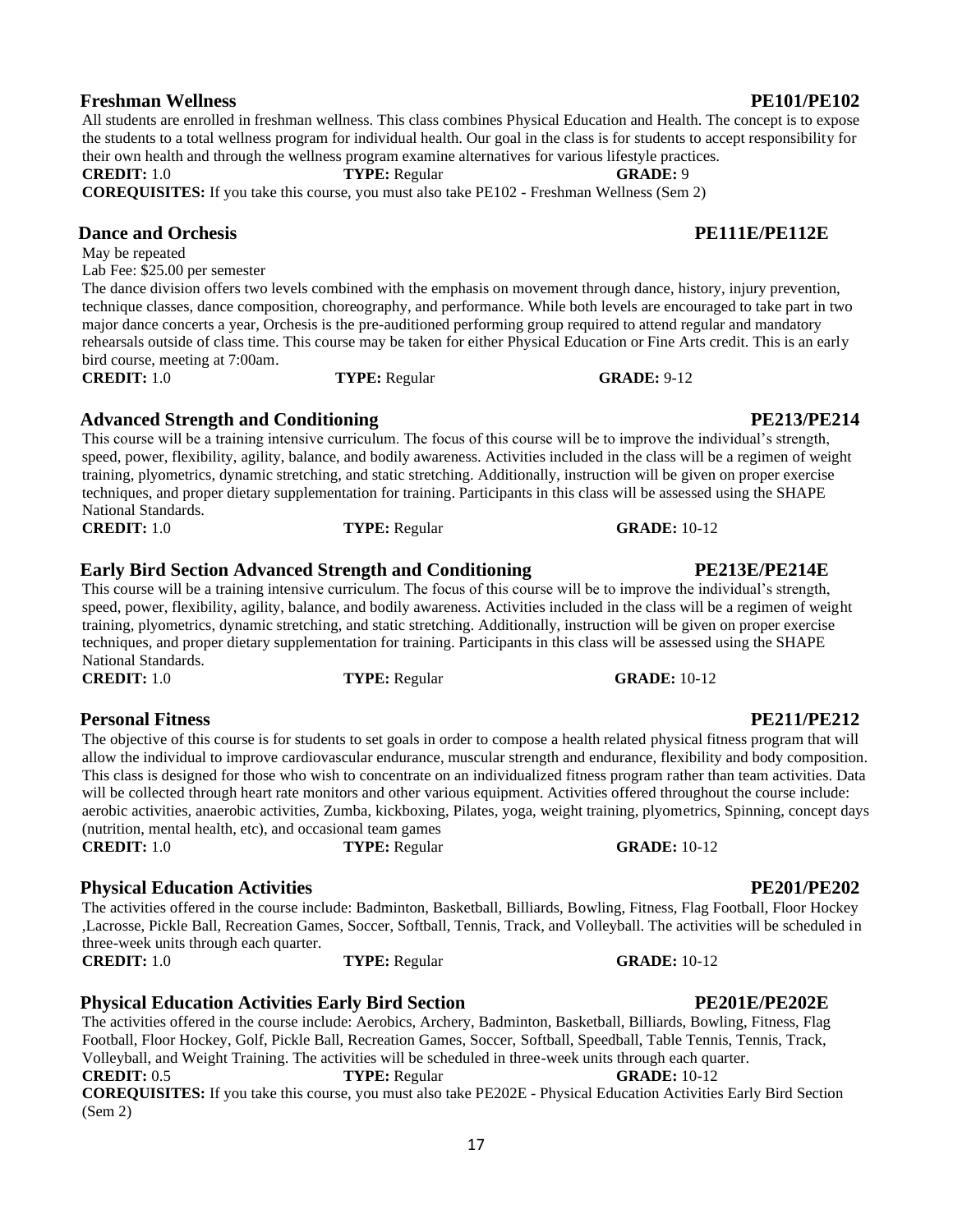### Freshman Wellness PE101/PE102

All students are enrolled in freshman wellness. This class combines Physical Education and Health. The concept is to expose the students to a total wellness program for individual health. Our goal in the class is for students to accept responsibility for their own health and through the wellness program examine alternatives for various lifestyle practices.

**CREDIT:** 1.0 **TYPE:** Regular **GRADE:** 9

**COREQUISITES:** If you take this course, you must also take PE102 - Freshman Wellness (Sem 2)

### Dance and Orchesis PE111E/PE112E

May be repeated

Lab Fee: $25.00 per semester

The dance division offers two levels combined with the emphasis on movement through dance, history, injury prevention, technique classes, dance composition, choreography, and performance. While both levels are encouraged to take part in two major dance concerts a year, Orchesis is the pre-auditioned performing group required to attend regular and mandatory rehearsals outside of class time. This course may be taken for either Physical Education or Fine Arts credit. This is an early bird course, meeting at 7:00am.

**CREDIT:** 1.0 **TYPE:** Regular **GRADE:** 9-12

### Advanced Strength and Conditioning PE213/PE214

This course will be a training intensive curriculum. The focus of this course will be to improve the individual's strength, speed, power, flexibility, agility, balance, and bodily awareness. Activities included in the class will be a regimen of weight training, plyometrics, dynamic stretching, and static stretching. Additionally, instruction will be given on proper exercise techniques, and proper dietary supplementation for training. Participants in this class will be assessed using the SHAPE National Standards.

**CREDIT:** 1.0 **TYPE:** Regular **GRADE:** 10-12

### Early Bird Section Advanced Strength and Conditioning PE213E/PE214E

This course will be a training intensive curriculum. The focus of this course will be to improve the individual's strength, speed, power, flexibility, agility, balance, and bodily awareness. Activities included in the class will be a regimen of weight training, plyometrics, dynamic stretching, and static stretching. Additionally, instruction will be given on proper exercise techniques, and proper dietary supplementation for training. Participants in this class will be assessed using the SHAPE National Standards.

**CREDIT:** 1.0 **TYPE:** Regular **GRADE:** 10-12

### Personal Fitness PE211/PE212

The objective of this course is for students to set goals in order to compose a health related physical fitness program that will allow the individual to improve cardiovascular endurance, muscular strength and endurance, flexibility and body composition. This class is designed for those who wish to concentrate on an individualized fitness program rather than team activities. Data will be collected through heart rate monitors and other various equipment. Activities offered throughout the course include: aerobic activities, anaerobic activities, Zumba, kickboxing, Pilates, yoga, weight training, plyometrics, Spinning, concept days (nutrition, mental health, etc), and occasional team games

**CREDIT:** 1.0 **TYPE:** Regular **GRADE:** 10-12

### Physical Education Activities PE201/PE202

The activities offered in the course include: Badminton, Basketball, Billiards, Bowling, Fitness, Flag Football, Floor Hockey ,Lacrosse, Pickle Ball, Recreation Games, Soccer, Softball, Tennis, Track, and Volleyball. The activities will be scheduled in three-week units through each quarter.

**CREDIT:** 1.0 **TYPE:** Regular **GRADE:** 10-12

### Physical Education Activities Early Bird Section PE201E/PE202E

The activities offered in the course include: Aerobics, Archery, Badminton, Basketball, Billiards, Bowling, Fitness, Flag Football, Floor Hockey, Golf, Pickle Ball, Recreation Games, Soccer, Softball, Speedball, Table Tennis, Tennis, Track, Volleyball, and Weight Training. The activities will be scheduled in three-week units through each quarter.

**CREDIT:** 0.5 **TYPE:** Regular **GRADE:** 10-12

**COREQUISITES:** If you take this course, you must also take PE202E - Physical Education Activities Early Bird Section (Sem 2)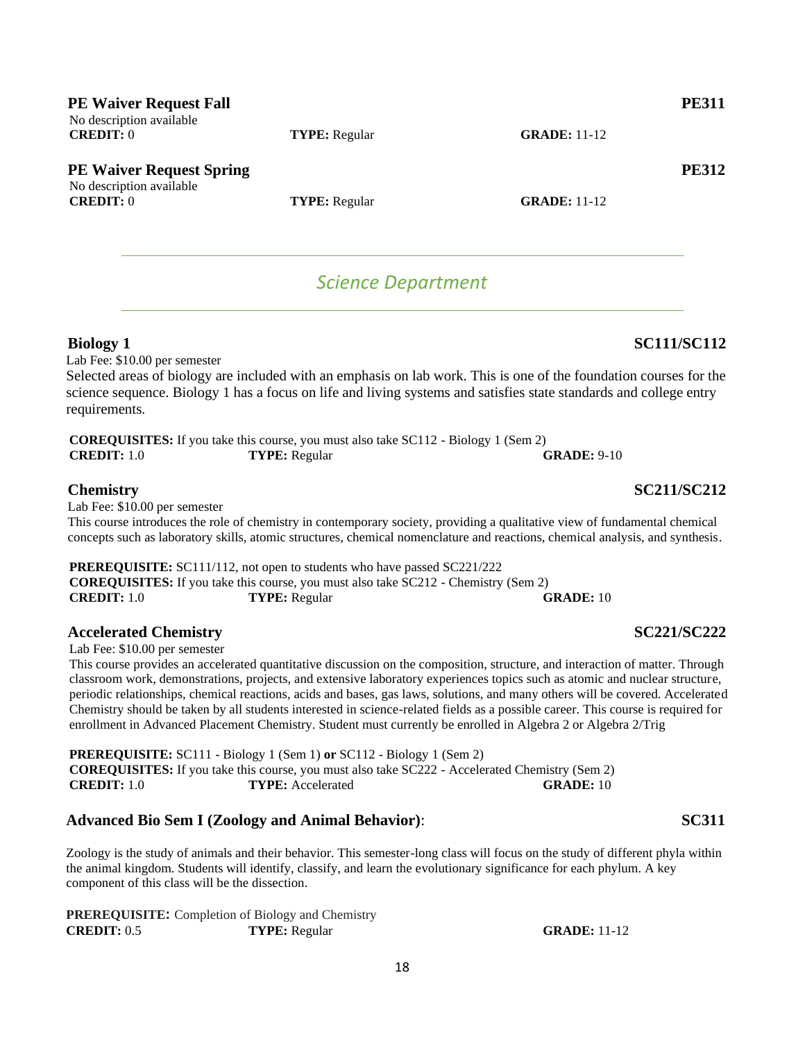### PE Waiver Request Fall — PE311

No description available

**CREDIT:** 0 **TYPE:** Regular **GRADE:** 11-12

### PE Waiver Request Spring — PE312

No description available

**CREDIT:** 0 **TYPE:** Regular **GRADE:** 11-12

## *Science Department*

### Biology 1 — SC111/SC112

Lab Fee: $10.00 per semester

Selected areas of biology are included with an emphasis on lab work. This is one of the foundation courses for the science sequence. Biology 1 has a focus on life and living systems and satisfies state standards and college entry requirements.

**COREQUISITES:** If you take this course, you must also take SC112 - Biology 1 (Sem 2)

**CREDIT:** 1.0 **TYPE:** Regular **GRADE:** 9-10

### Chemistry — SC211/SC212

Lab Fee: $10.00 per semester

This course introduces the role of chemistry in contemporary society, providing a qualitative view of fundamental chemical concepts such as laboratory skills, atomic structures, chemical nomenclature and reactions, chemical analysis, and synthesis.

**PREREQUISITE:** SC111/112, not open to students who have passed SC221/222

**COREQUISITES:** If you take this course, you must also take SC212 - Chemistry (Sem 2)

**CREDIT:** 1.0 **TYPE:** Regular **GRADE:** 10

### Accelerated Chemistry — SC221/SC222

Lab Fee: $10.00 per semester

This course provides an accelerated quantitative discussion on the composition, structure, and interaction of matter. Through classroom work, demonstrations, projects, and extensive laboratory experiences topics such as atomic and nuclear structure, periodic relationships, chemical reactions, acids and bases, gas laws, solutions, and many others will be covered. Accelerated Chemistry should be taken by all students interested in science-related fields as a possible career. This course is required for enrollment in Advanced Placement Chemistry. Student must currently be enrolled in Algebra 2 or Algebra 2/Trig

**PREREQUISITE:** SC111 - Biology 1 (Sem 1) **or** SC112 - Biology 1 (Sem 2)

**COREQUISITES:** If you take this course, you must also take SC222 - Accelerated Chemistry (Sem 2)

**CREDIT:** 1.0 **TYPE:** Accelerated **GRADE:** 10

### Advanced Bio Sem I (Zoology and Animal Behavior): — SC311

Zoology is the study of animals and their behavior. This semester-long class will focus on the study of different phyla within the animal kingdom. Students will identify, classify, and learn the evolutionary significance for each phylum. A key component of this class will be the dissection.

**PREREQUISITE:** Completion of Biology and Chemistry

**CREDIT:** 0.5 **TYPE:** Regular **GRADE:** 11-12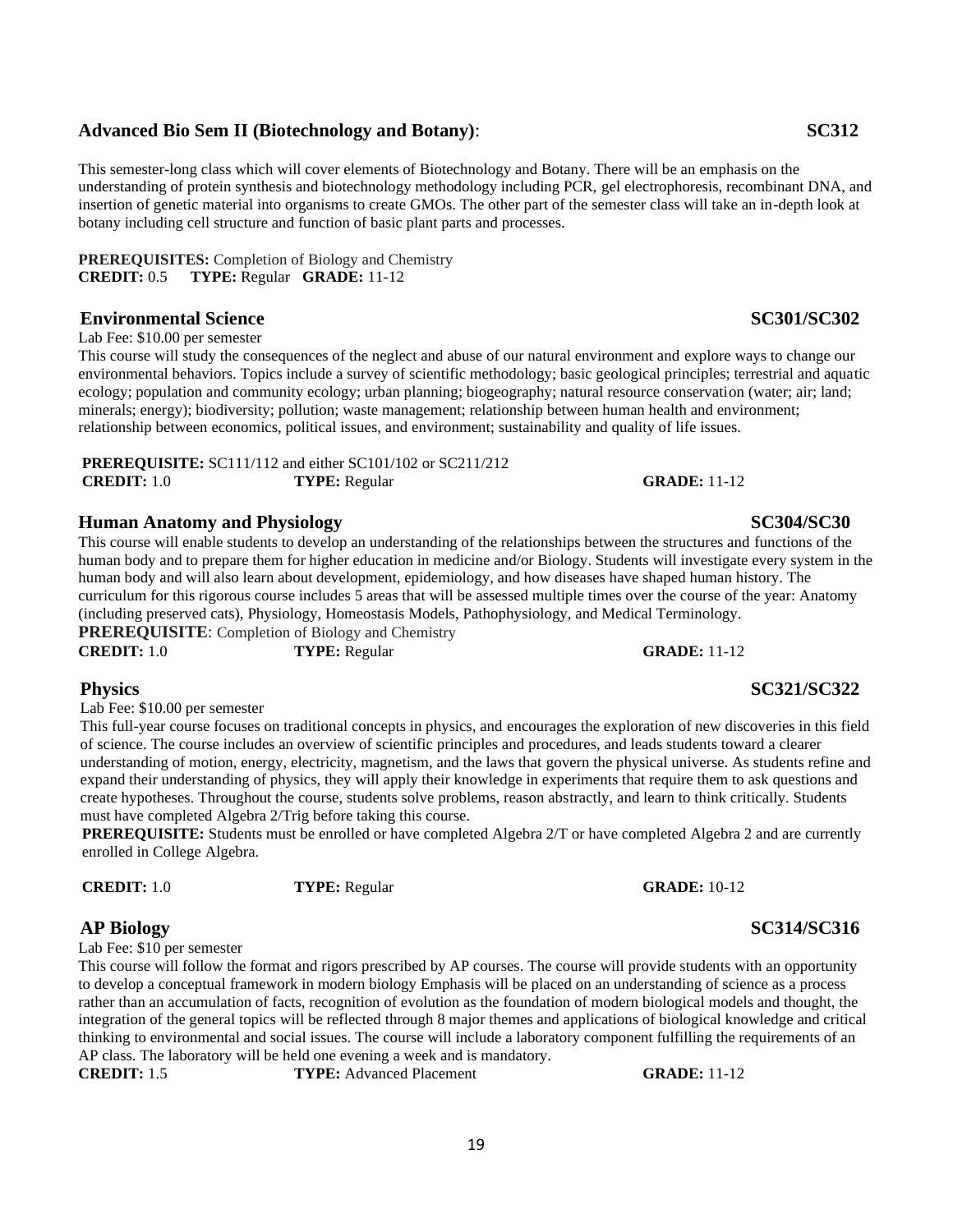### **Advanced Bio Sem II (Biotechnology and Botany)**: SC312

This semester-long class which will cover elements of Biotechnology and Botany. There will be an emphasis on the understanding of protein synthesis and biotechnology methodology including PCR, gel electrophoresis, recombinant DNA, and insertion of genetic material into organisms to create GMOs. The other part of the semester class will take an in-depth look at botany including cell structure and function of basic plant parts and processes.

**PREREQUISITES:** Completion of Biology and Chemistry
**CREDIT:** 0.5 **TYPE:** Regular **GRADE:** 11-12

### **Environmental Science** SC301/SC302

Lab Fee: $10.00 per semester

This course will study the consequences of the neglect and abuse of our natural environment and explore ways to change our environmental behaviors. Topics include a survey of scientific methodology; basic geological principles; terrestrial and aquatic ecology; population and community ecology; urban planning; biogeography; natural resource conservation (water; air; land; minerals; energy); biodiversity; pollution; waste management; relationship between human health and environment; relationship between economics, political issues, and environment; sustainability and quality of life issues.

**PREREQUISITE:** SC111/112 and either SC101/102 or SC211/212
**CREDIT:** 1.0 **TYPE:** Regular **GRADE:** 11-12

### **Human Anatomy and Physiology** SC304/SC30

This course will enable students to develop an understanding of the relationships between the structures and functions of the human body and to prepare them for higher education in medicine and/or Biology. Students will investigate every system in the human body and will also learn about development, epidemiology, and how diseases have shaped human history. The curriculum for this rigorous course includes 5 areas that will be assessed multiple times over the course of the year: Anatomy (including preserved cats), Physiology, Homeostasis Models, Pathophysiology, and Medical Terminology.

**PREREQUISITE**: Completion of Biology and Chemistry
**CREDIT:** 1.0 **TYPE:** Regular **GRADE:** 11-12

### **Physics** SC321/SC322

Lab Fee: $10.00 per semester

This full-year course focuses on traditional concepts in physics, and encourages the exploration of new discoveries in this field of science. The course includes an overview of scientific principles and procedures, and leads students toward a clearer understanding of motion, energy, electricity, magnetism, and the laws that govern the physical universe. As students refine and expand their understanding of physics, they will apply their knowledge in experiments that require them to ask questions and create hypotheses. Throughout the course, students solve problems, reason abstractly, and learn to think critically. Students must have completed Algebra 2/Trig before taking this course.

**PREREQUISITE:** Students must be enrolled or have completed Algebra 2/T or have completed Algebra 2 and are currently enrolled in College Algebra.

**CREDIT:** 1.0 **TYPE:** Regular **GRADE:** 10-12

### **AP Biology** SC314/SC316

Lab Fee: $10 per semester

This course will follow the format and rigors prescribed by AP courses. The course will provide students with an opportunity to develop a conceptual framework in modern biology Emphasis will be placed on an understanding of science as a process rather than an accumulation of facts, recognition of evolution as the foundation of modern biological models and thought, the integration of the general topics will be reflected through 8 major themes and applications of biological knowledge and critical thinking to environmental and social issues. The course will include a laboratory component fulfilling the requirements of an AP class. The laboratory will be held one evening a week and is mandatory.

**CREDIT:** 1.5 **TYPE:** Advanced Placement **GRADE:** 11-12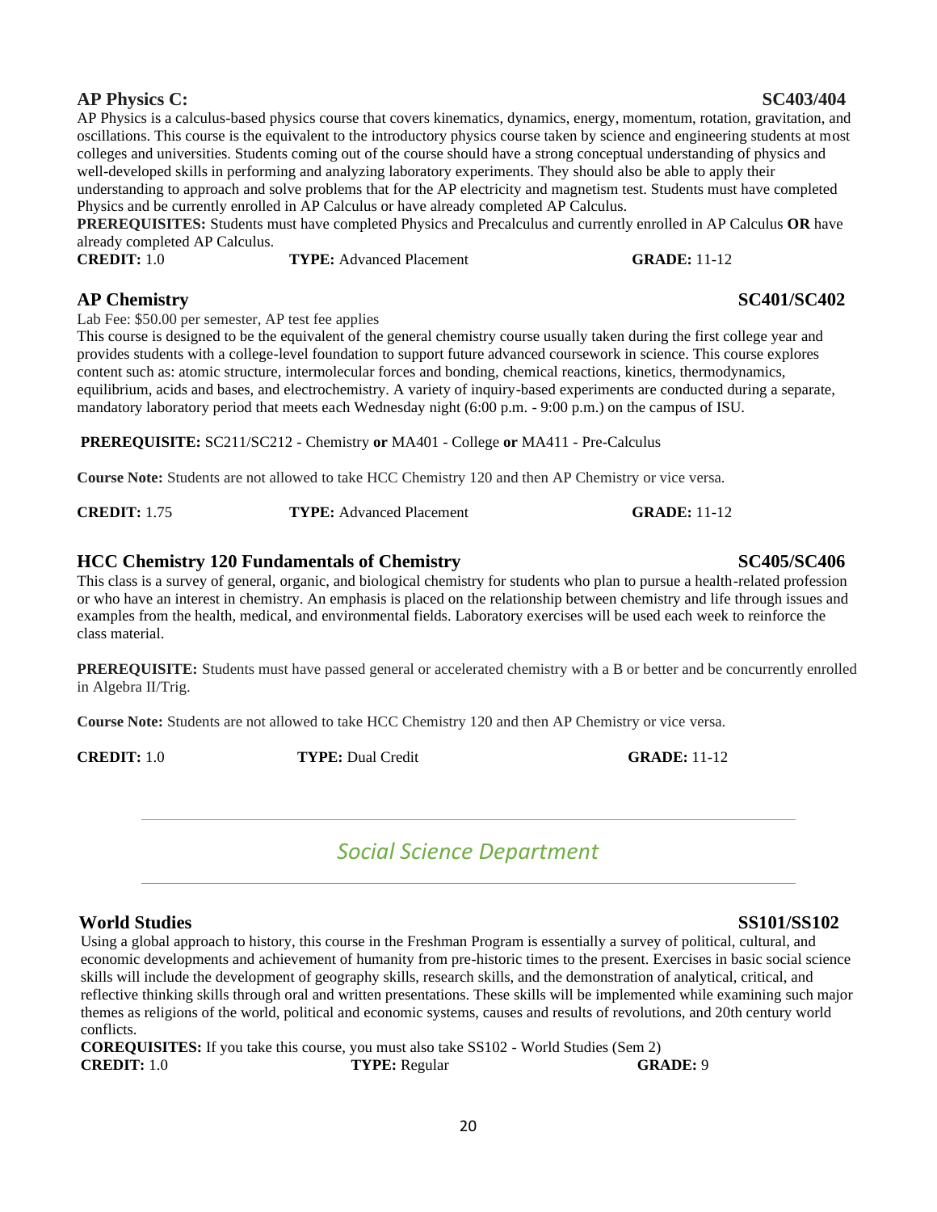### AP Physics C: SC403/404

AP Physics is a calculus-based physics course that covers kinematics, dynamics, energy, momentum, rotation, gravitation, and oscillations. This course is the equivalent to the introductory physics course taken by science and engineering students at most colleges and universities. Students coming out of the course should have a strong conceptual understanding of physics and well-developed skills in performing and analyzing laboratory experiments. They should also be able to apply their understanding to approach and solve problems that for the AP electricity and magnetism test. Students must have completed Physics and be currently enrolled in AP Calculus or have already completed AP Calculus.

**PREREQUISITES:** Students must have completed Physics and Precalculus and currently enrolled in AP Calculus **OR** have already completed AP Calculus.

**CREDIT:** 1.0 **TYPE:** Advanced Placement **GRADE:** 11-12

### AP Chemistry SC401/SC402

Lab Fee: $50.00 per semester, AP test fee applies

This course is designed to be the equivalent of the general chemistry course usually taken during the first college year and provides students with a college-level foundation to support future advanced coursework in science. This course explores content such as: atomic structure, intermolecular forces and bonding, chemical reactions, kinetics, thermodynamics, equilibrium, acids and bases, and electrochemistry. A variety of inquiry-based experiments are conducted during a separate, mandatory laboratory period that meets each Wednesday night (6:00 p.m. - 9:00 p.m.) on the campus of ISU.

**PREREQUISITE:** SC211/SC212 - Chemistry **or** MA401 - College **or** MA411 - Pre-Calculus

**Course Note:** Students are not allowed to take HCC Chemistry 120 and then AP Chemistry or vice versa.

**CREDIT:** 1.75 **TYPE:** Advanced Placement **GRADE:** 11-12

### HCC Chemistry 120 Fundamentals of Chemistry SC405/SC406

This class is a survey of general, organic, and biological chemistry for students who plan to pursue a health-related profession or who have an interest in chemistry. An emphasis is placed on the relationship between chemistry and life through issues and examples from the health, medical, and environmental fields. Laboratory exercises will be used each week to reinforce the class material.

**PREREQUISITE:** Students must have passed general or accelerated chemistry with a B or better and be concurrently enrolled in Algebra II/Trig.

**Course Note:** Students are not allowed to take HCC Chemistry 120 and then AP Chemistry or vice versa.

**CREDIT:** 1.0 **TYPE:** Dual Credit **GRADE:** 11-12

## *Social Science Department*

### World Studies SS101/SS102

Using a global approach to history, this course in the Freshman Program is essentially a survey of political, cultural, and economic developments and achievement of humanity from pre-historic times to the present. Exercises in basic social science skills will include the development of geography skills, research skills, and the demonstration of analytical, critical, and reflective thinking skills through oral and written presentations. These skills will be implemented while examining such major themes as religions of the world, political and economic systems, causes and results of revolutions, and 20th century world conflicts.

**COREQUISITES:** If you take this course, you must also take SS102 - World Studies (Sem 2)

**CREDIT:** 1.0 **TYPE:** Regular **GRADE:** 9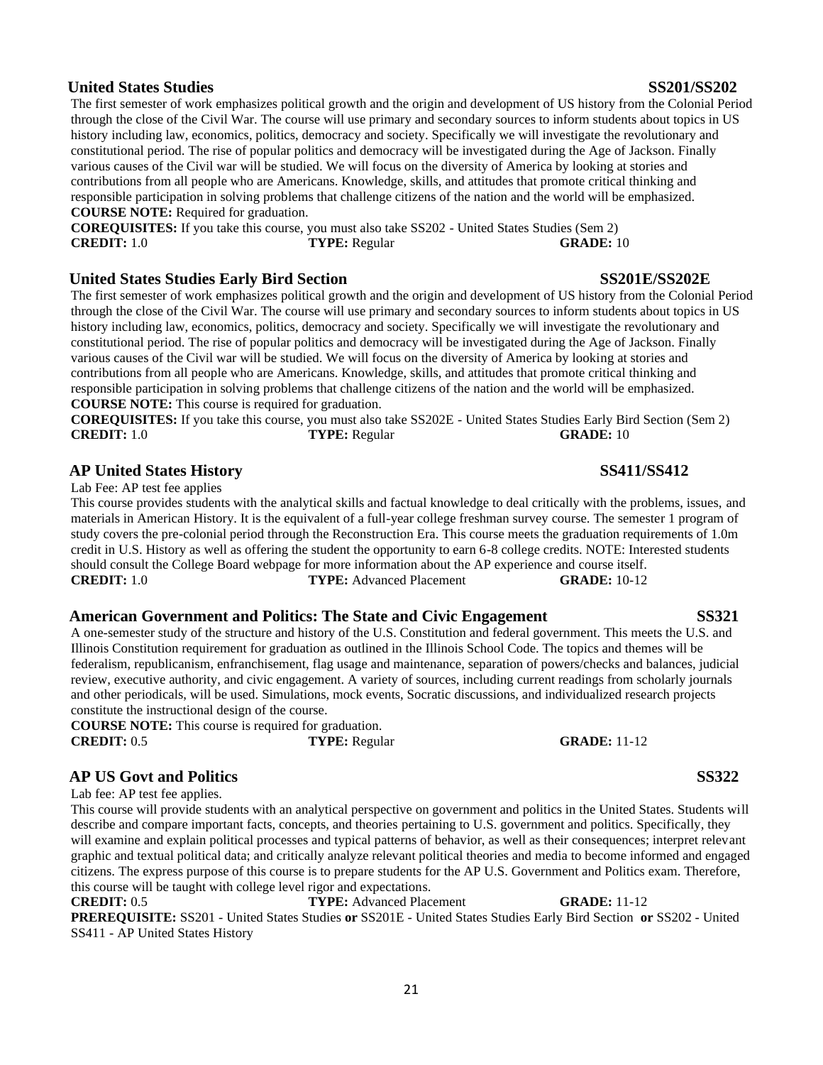### United States Studies SS201/SS202

The first semester of work emphasizes political growth and the origin and development of US history from the Colonial Period through the close of the Civil War. The course will use primary and secondary sources to inform students about topics in US history including law, economics, politics, democracy and society. Specifically we will investigate the revolutionary and constitutional period. The rise of popular politics and democracy will be investigated during the Age of Jackson. Finally various causes of the Civil war will be studied. We will focus on the diversity of America by looking at stories and contributions from all people who are Americans. Knowledge, skills, and attitudes that promote critical thinking and responsible participation in solving problems that challenge citizens of the nation and the world will be emphasized.

**COURSE NOTE:** Required for graduation.

**COREQUISITES:** If you take this course, you must also take SS202 - United States Studies (Sem 2)

**CREDIT:** 1.0 **TYPE:** Regular **GRADE:** 10

### United States Studies Early Bird Section SS201E/SS202E

The first semester of work emphasizes political growth and the origin and development of US history from the Colonial Period through the close of the Civil War. The course will use primary and secondary sources to inform students about topics in US history including law, economics, politics, democracy and society. Specifically we will investigate the revolutionary and constitutional period. The rise of popular politics and democracy will be investigated during the Age of Jackson. Finally various causes of the Civil war will be studied. We will focus on the diversity of America by looking at stories and contributions from all people who are Americans. Knowledge, skills, and attitudes that promote critical thinking and responsible participation in solving problems that challenge citizens of the nation and the world will be emphasized.

**COURSE NOTE:** This course is required for graduation.

**COREQUISITES:** If you take this course, you must also take SS202E - United States Studies Early Bird Section (Sem 2)

**CREDIT:** 1.0 **TYPE:** Regular **GRADE:** 10

### AP United States History SS411/SS412

Lab Fee: AP test fee applies

This course provides students with the analytical skills and factual knowledge to deal critically with the problems, issues, and materials in American History. It is the equivalent of a full-year college freshman survey course. The semester 1 program of study covers the pre-colonial period through the Reconstruction Era. This course meets the graduation requirements of 1.0m credit in U.S. History as well as offering the student the opportunity to earn 6-8 college credits. NOTE: Interested students should consult the College Board webpage for more information about the AP experience and course itself.

**CREDIT:** 1.0 **TYPE:** Advanced Placement **GRADE:** 10-12

### American Government and Politics: The State and Civic Engagement SS321

A one-semester study of the structure and history of the U.S. Constitution and federal government. This meets the U.S. and Illinois Constitution requirement for graduation as outlined in the Illinois School Code. The topics and themes will be federalism, republicanism, enfranchisement, flag usage and maintenance, separation of powers/checks and balances, judicial review, executive authority, and civic engagement. A variety of sources, including current readings from scholarly journals and other periodicals, will be used. Simulations, mock events, Socratic discussions, and individualized research projects constitute the instructional design of the course.

**COURSE NOTE:** This course is required for graduation.

**CREDIT:** 0.5 **TYPE:** Regular **GRADE:** 11-12

### AP US Govt and Politics SS322

Lab fee: AP test fee applies.

This course will provide students with an analytical perspective on government and politics in the United States. Students will describe and compare important facts, concepts, and theories pertaining to U.S. government and politics. Specifically, they will examine and explain political processes and typical patterns of behavior, as well as their consequences; interpret relevant graphic and textual political data; and critically analyze relevant political theories and media to become informed and engaged citizens. The express purpose of this course is to prepare students for the AP U.S. Government and Politics exam. Therefore, this course will be taught with college level rigor and expectations.

**CREDIT:** 0.5 **TYPE:** Advanced Placement **GRADE:** 11-12

**PREREQUISITE:** SS201 - United States Studies **or** SS201E - United States Studies Early Bird Section **or** SS202 - United SS411 - AP United States History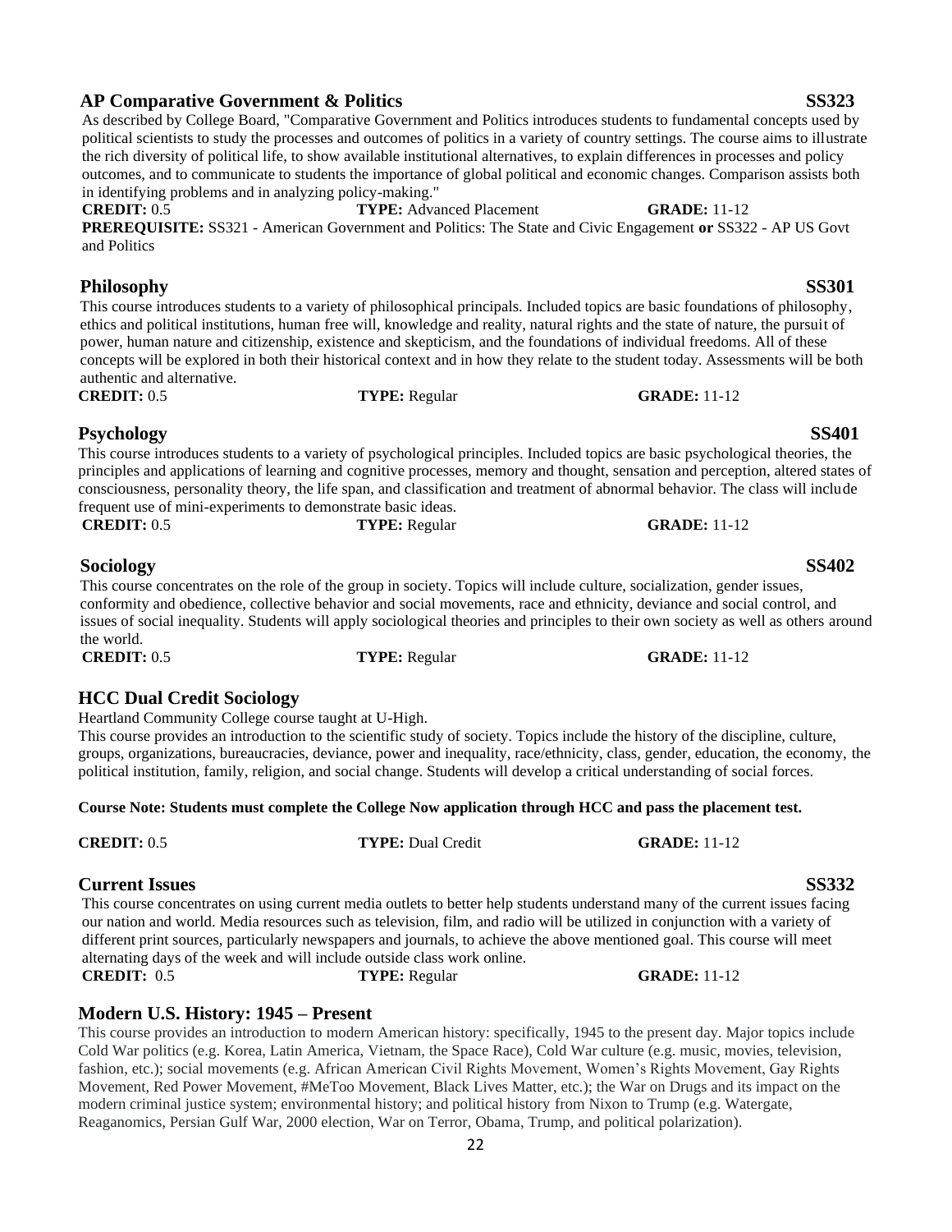## AP Comparative Government & Politics SS323

As described by College Board, "Comparative Government and Politics introduces students to fundamental concepts used by political scientists to study the processes and outcomes of politics in a variety of country settings. The course aims to illustrate the rich diversity of political life, to show available institutional alternatives, to explain differences in processes and policy outcomes, and to communicate to students the importance of global political and economic changes. Comparison assists both in identifying problems and in analyzing policy-making."

**CREDIT:** 0.5 **TYPE:** Advanced Placement **GRADE:** 11-12

**PREREQUISITE:** SS321 - American Government and Politics: The State and Civic Engagement **or** SS322 - AP US Govt and Politics

## Philosophy SS301

This course introduces students to a variety of philosophical principals. Included topics are basic foundations of philosophy, ethics and political institutions, human free will, knowledge and reality, natural rights and the state of nature, the pursuit of power, human nature and citizenship, existence and skepticism, and the foundations of individual freedoms. All of these concepts will be explored in both their historical context and in how they relate to the student today. Assessments will be both authentic and alternative.

**CREDIT:** 0.5 **TYPE:** Regular **GRADE:** 11-12

## Psychology SS401

This course introduces students to a variety of psychological principles. Included topics are basic psychological theories, the principles and applications of learning and cognitive processes, memory and thought, sensation and perception, altered states of consciousness, personality theory, the life span, and classification and treatment of abnormal behavior. The class will include frequent use of mini-experiments to demonstrate basic ideas.

**CREDIT:** 0.5 **TYPE:** Regular **GRADE:** 11-12

## Sociology SS402

This course concentrates on the role of the group in society. Topics will include culture, socialization, gender issues, conformity and obedience, collective behavior and social movements, race and ethnicity, deviance and social control, and issues of social inequality. Students will apply sociological theories and principles to their own society as well as others around the world.

**CREDIT:** 0.5 **TYPE:** Regular **GRADE:** 11-12

## HCC Dual Credit Sociology

Heartland Community College course taught at U-High.

This course provides an introduction to the scientific study of society. Topics include the history of the discipline, culture, groups, organizations, bureaucracies, deviance, power and inequality, race/ethnicity, class, gender, education, the economy, the political institution, family, religion, and social change. Students will develop a critical understanding of social forces.

**Course Note: Students must complete the College Now application through HCC and pass the placement test.**

**CREDIT:** 0.5 **TYPE:** Dual Credit **GRADE:** 11-12

## Current Issues SS332

This course concentrates on using current media outlets to better help students understand many of the current issues facing our nation and world. Media resources such as television, film, and radio will be utilized in conjunction with a variety of different print sources, particularly newspapers and journals, to achieve the above mentioned goal. This course will meet alternating days of the week and will include outside class work online.

**CREDIT:** 0.5 **TYPE:** Regular **GRADE:** 11-12

## Modern U.S. History: 1945 – Present

This course provides an introduction to modern American history: specifically, 1945 to the present day. Major topics include Cold War politics (e.g. Korea, Latin America, Vietnam, the Space Race), Cold War culture (e.g. music, movies, television, fashion, etc.); social movements (e.g. African American Civil Rights Movement, Women's Rights Movement, Gay Rights Movement, Red Power Movement, #MeToo Movement, Black Lives Matter, etc.); the War on Drugs and its impact on the modern criminal justice system; environmental history; and political history from Nixon to Trump (e.g. Watergate, Reaganomics, Persian Gulf War, 2000 election, War on Terror, Obama, Trump, and political polarization).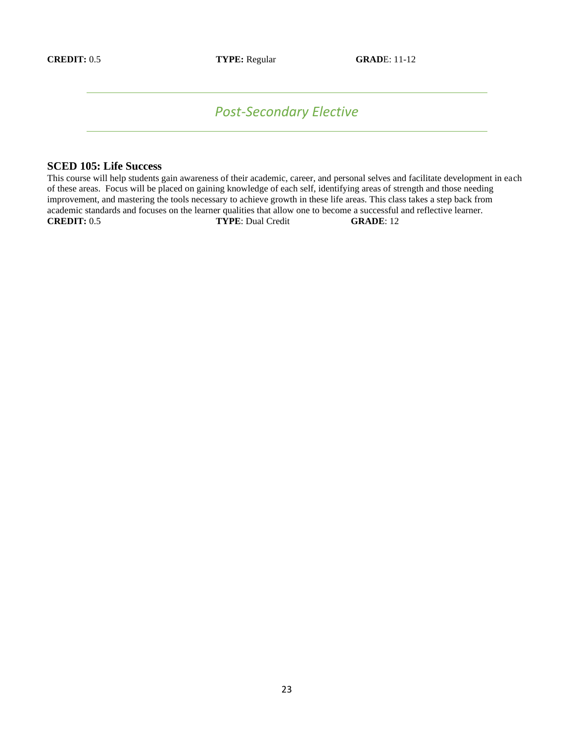**CREDIT:** 0.5 **TYPE:** Regular **GRADE**: 11-12

## *Post-Secondary Elective*

### SCED 105: Life Success

This course will help students gain awareness of their academic, career, and personal selves and facilitate development in each of these areas. Focus will be placed on gaining knowledge of each self, identifying areas of strength and those needing improvement, and mastering the tools necessary to achieve growth in these life areas. This class takes a step back from academic standards and focuses on the learner qualities that allow one to become a successful and reflective learner.

**CREDIT:** 0.5 **TYPE**: Dual Credit **GRADE**: 12